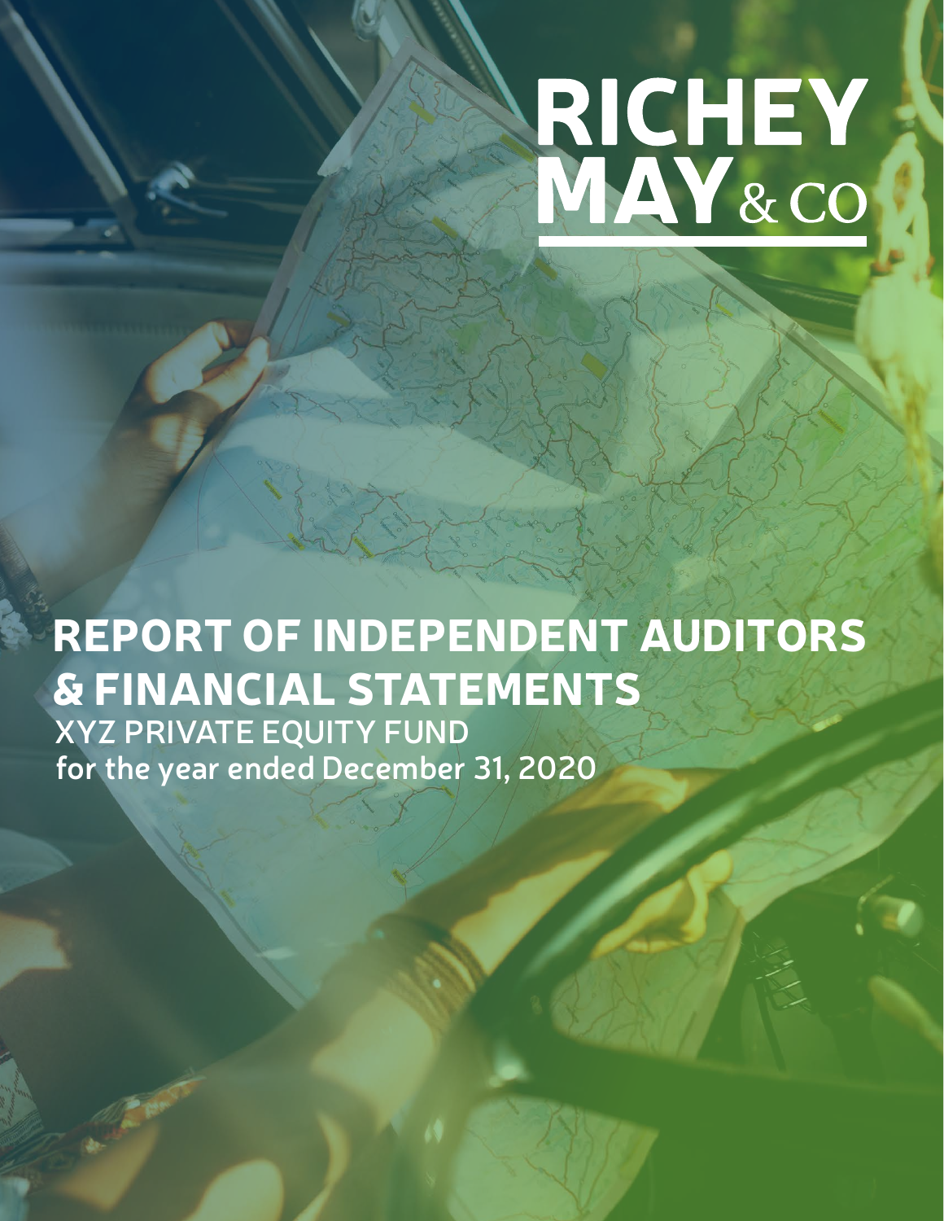RICHEY MAY & CO

# REPORT OF INDEPENDENT AUDITORS & FINANCIAL STATEMENTS

XYZ PRIVATE EQUITY FUND

for the year ended December 31, 2020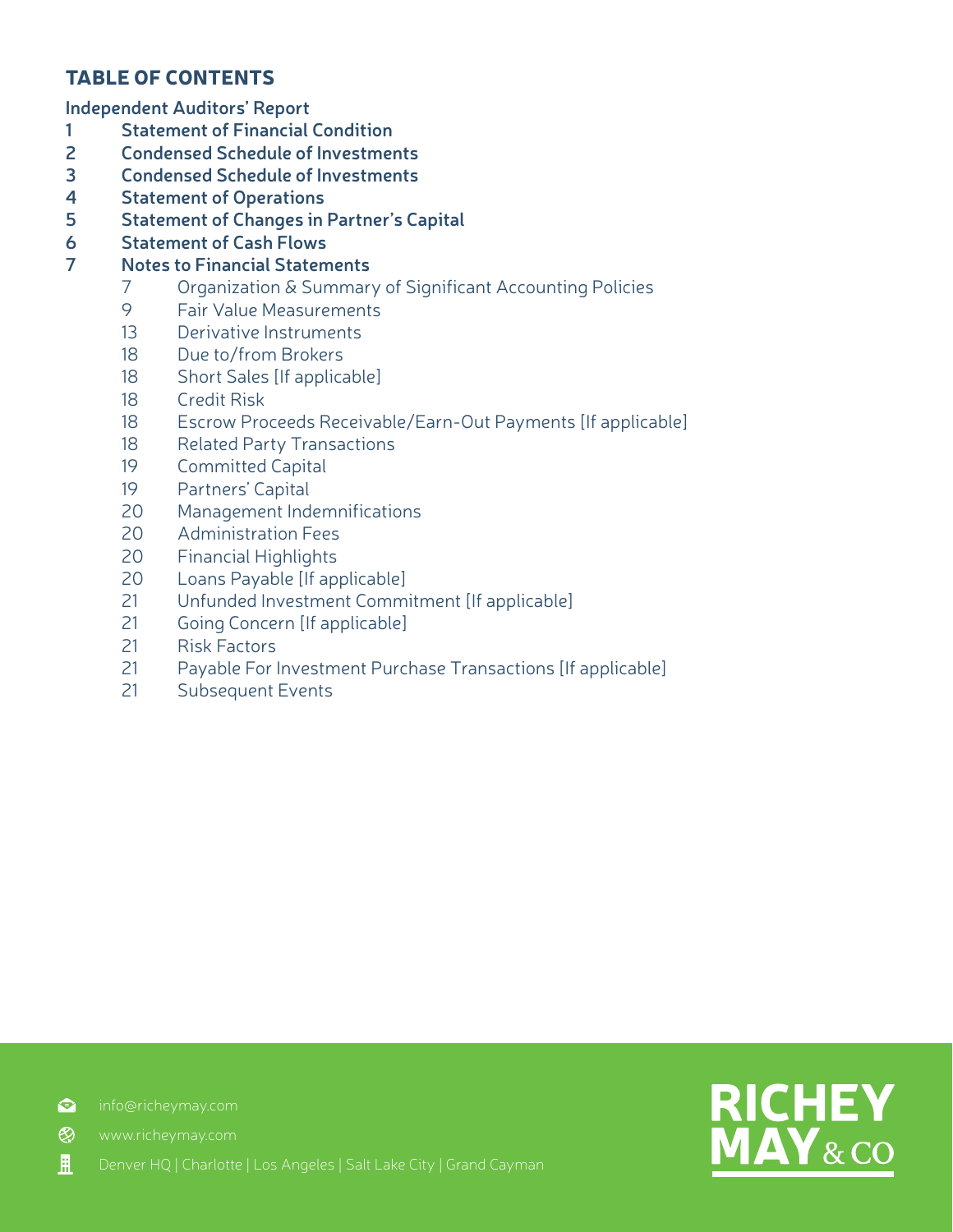## TABLE OF CONTENTS

**Independent Auditors' Report**

| | | |
|---|---|---|
| **1** | **Statement of Financial Condition** | |
| **2** | **Condensed Schedule of Investments** | |
| **3** | **Condensed Schedule of Investments** | |
| **4** | **Statement of Operations** | |
| **5** | **Statement of Changes in Partner's Capital** | |
| **6** | **Statement of Cash Flows** | |
| **7** | **Notes to Financial Statements** | |
| | 7 | Organization & Summary of Significant Accounting Policies |
| | 9 | Fair Value Measurements |
| | 13 | Derivative Instruments |
| | 18 | Due to/from Brokers |
| | 18 | Short Sales [If applicable] |
| | 18 | Credit Risk |
| | 18 | Escrow Proceeds Receivable/Earn-Out Payments [If applicable] |
| | 18 | Related Party Transactions |
| | 19 | Committed Capital |
| | 19 | Partners' Capital |
| | 20 | Management Indemnifications |
| | 20 | Administration Fees |
| | 20 | Financial Highlights |
| | 20 | Loans Payable [If applicable] |
| | 21 | Unfunded Investment Commitment [If applicable] |
| | 21 | Going Concern [If applicable] |
| | 21 | Risk Factors |
| | 21 | Payable For Investment Purchase Transactions [If applicable] |
| | 21 | Subsequent Events |

info@richeymay.com

www.richeymay.com

Denver HQ | Charlotte | Los Angeles | Salt Lake City | Grand Cayman

RICHEY MAY & CO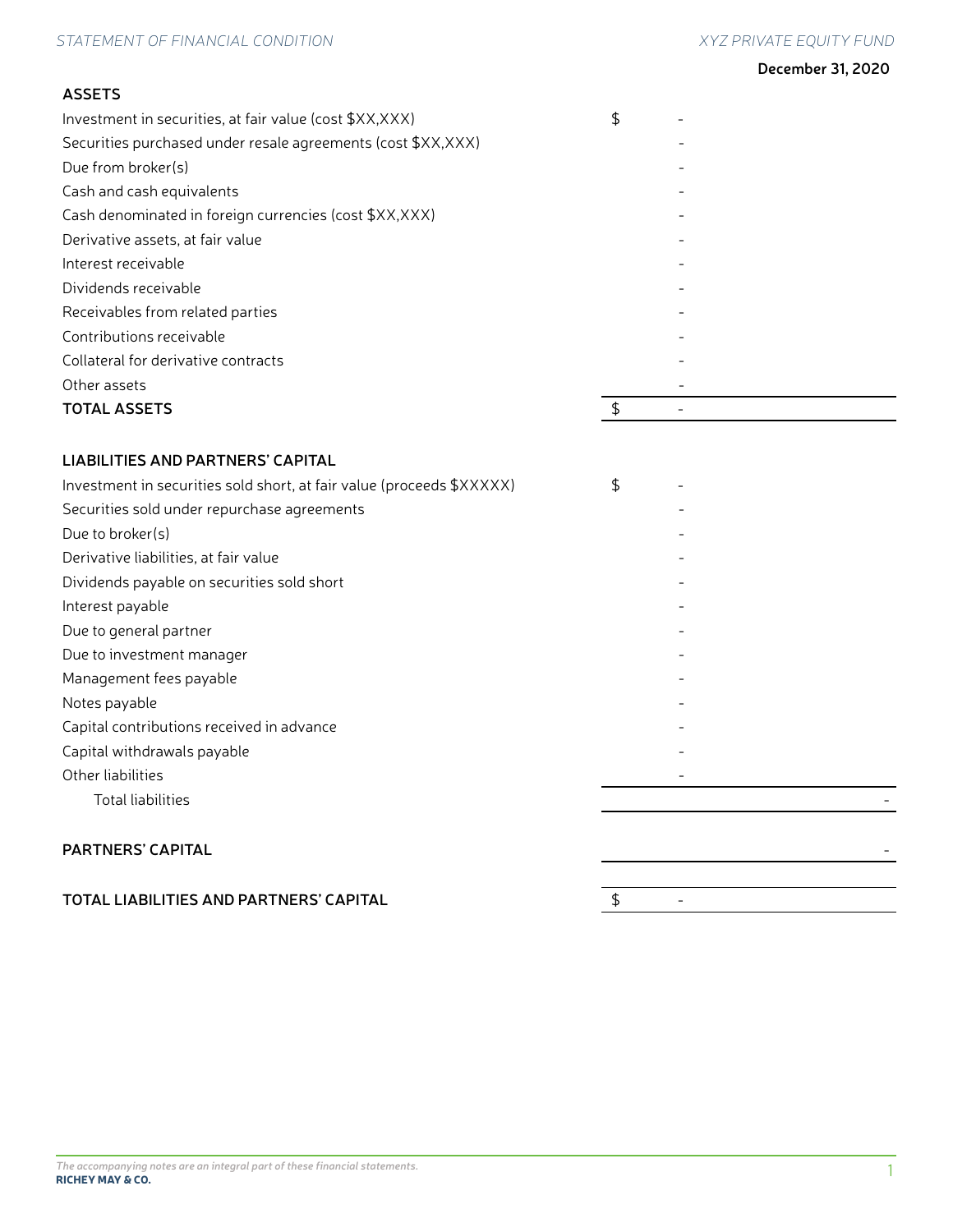## STATEMENT OF FINANCIAL CONDITION

## XYZ PRIVATE EQUITY FUND

**December 31, 2020**

| | | | |
|---|---|---|---|
| **ASSETS** | | | |
| Investment in securities, at fair value (cost $XX,XXX) | $ | - | |
| Securities purchased under resale agreements (cost $XX,XXX) | | - | |
| Due from broker(s) | | - | |
| Cash and cash equivalents | | - | |
| Cash denominated in foreign currencies (cost $XX,XXX) | | - | |
| Derivative assets, at fair value | | - | |
| Interest receivable | | - | |
| Dividends receivable | | - | |
| Receivables from related parties | | - | |
| Contributions receivable | | - | |
| Collateral for derivative contracts | | - | |
| Other assets | | - | |
| **TOTAL ASSETS** | $ | - | |
| | | | |
| **LIABILITIES AND PARTNERS' CAPITAL** | | | |
| Investment in securities sold short, at fair value (proceeds $XXXXX) | $ | - | |
| Securities sold under repurchase agreements | | - | |
| Due to broker(s) | | - | |
| Derivative liabilities, at fair value | | - | |
| Dividends payable on securities sold short | | - | |
| Interest payable | | - | |
| Due to general partner | | - | |
| Due to investment manager | | - | |
| Management fees payable | | - | |
| Notes payable | | - | |
| Capital contributions received in advance | | - | |
| Capital withdrawals payable | | - | |
| Other liabilities | | - | |
| Total liabilities | | | - |
| | | | |
| **PARTNERS' CAPITAL** | | | - |
| | | | |
| **TOTAL LIABILITIES AND PARTNERS' CAPITAL** | $ | - | |

*The accompanying notes are an integral part of these financial statements.*

**RICHEY MAY & CO.**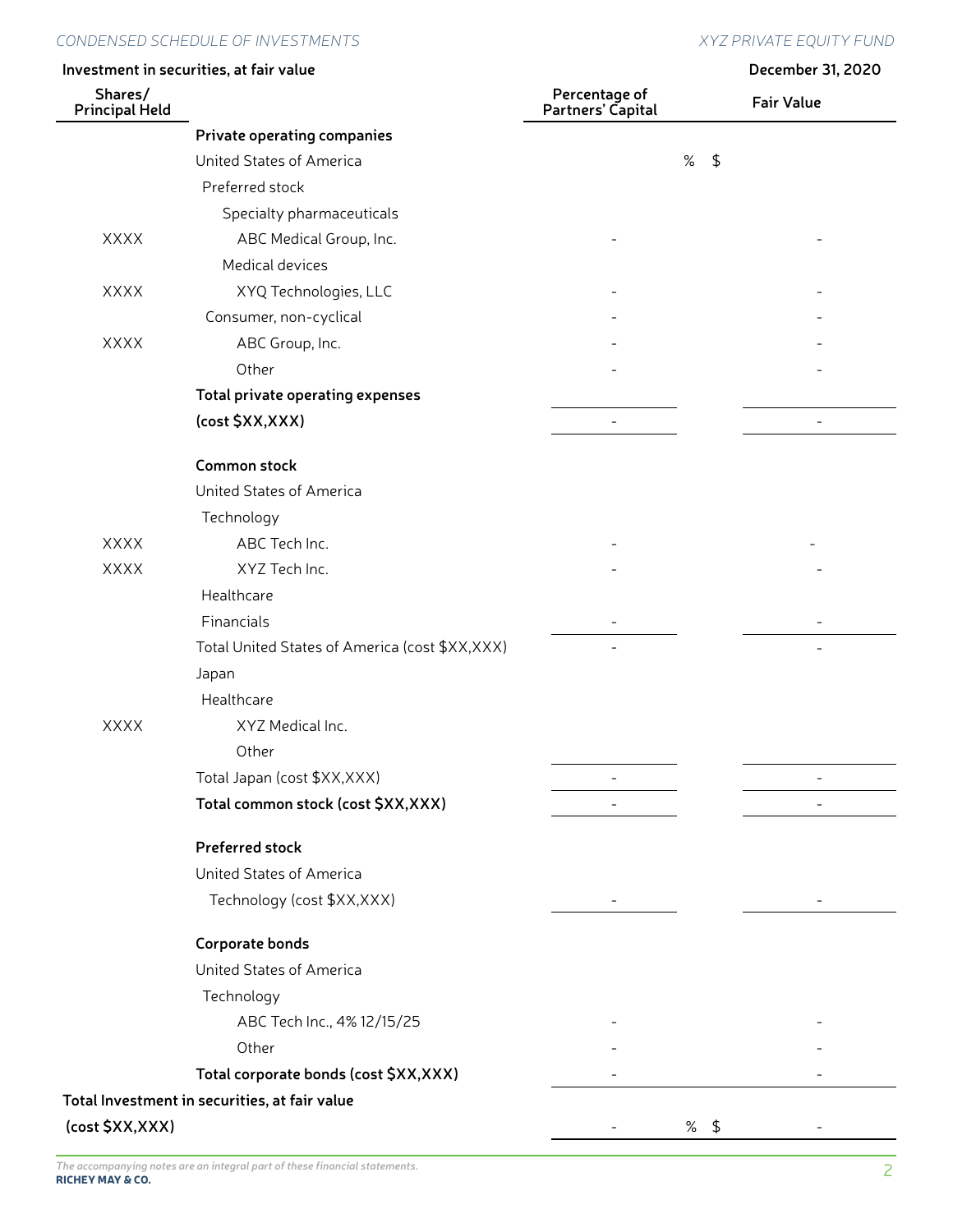## Condensed Schedule of Investments

**Investment in securities, at fair value** — December 31, 2020

| Shares/ Principal Held | | Percentage of Partners' Capital | Fair Value |
|---|---|---|---|
| | **Private operating companies** | | |
| | United States of America | % | $ |
| | Preferred stock | | |
| | Specialty pharmaceuticals | | |
| XXXX | ABC Medical Group, Inc. | - | - |
| | Medical devices | | |
| XXXX | XYQ Technologies, LLC | - | - |
| | Consumer, non-cyclical | - | - |
| XXXX | ABC Group, Inc. | - | - |
| | Other | - | - |
| | **Total private operating expenses** | | |
| | **(cost $XX,XXX)** | - | - |
| | **Common stock** | | |
| | United States of America | | |
| | Technology | | |
| XXXX | ABC Tech Inc. | - | - |
| XXXX | XYZ Tech Inc. | - | - |
| | Healthcare | | |
| | Financials | - | - |
| | Total United States of America (cost $XX,XXX) | - | - |
| | Japan | | |
| | Healthcare | | |
| XXXX | XYZ Medical Inc. | | |
| | Other | | |
| | Total Japan (cost $XX,XXX) | - | - |
| | **Total common stock (cost $XX,XXX)** | - | - |
| | **Preferred stock** | | |
| | United States of America | | |
| | Technology (cost $XX,XXX) | - | - |
| | **Corporate bonds** | | |
| | United States of America | | |
| | Technology | | |
| | ABC Tech Inc., 4% 12/15/25 | - | - |
| | Other | - | - |
| | **Total corporate bonds (cost $XX,XXX)** | - | - |
| **Total Investment in securities, at fair value** | | | |
| **(cost $XX,XXX)** | | - % | $ - |

*The accompanying notes are an integral part of these financial statements.*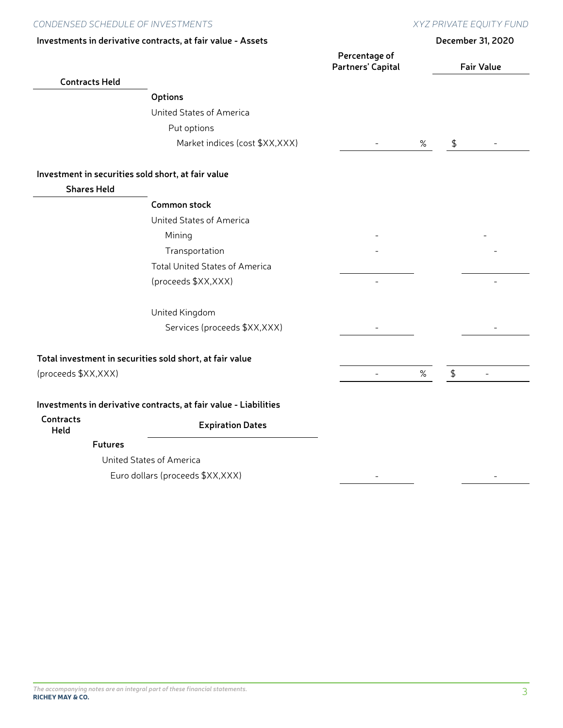## Investments in derivative contracts, at fair value - Assets

**December 31, 2020**

| Contracts Held | | Percentage of Partners' Capital | | Fair Value |
|---|---|---|---|---|
| | **Options** | | | |
| | United States of America | | | |
| | Put options | | | |
| | Market indices (cost $XX,XXX) | - | % | $ - |

## Investment in securities sold short, at fair value

| Shares Held | | Percentage of Partners' Capital | | Fair Value |
|---|---|---|---|---|
| | **Common stock** | | | |
| | United States of America | | | |
| | Mining | - | | - |
| | Transportation | - | | - |
| | Total United States of America (proceeds $XX,XXX) | - | | - |
| | United Kingdom | | | |
| | Services (proceeds $XX,XXX) | - | | - |
| **Total investment in securities sold short, at fair value** (proceeds $XX,XXX) | | - | % | $ - |

## Investments in derivative contracts, at fair value - Liabilities

| Contracts Held | Expiration Dates | Percentage of Partners' Capital | Fair Value |
|---|---|---|---|
| **Futures** | | | |
| United States of America | | | |
| Euro dollars (proceeds $XX,XXX) | | - | - |

*The accompanying notes are an integral part of these financial statements.*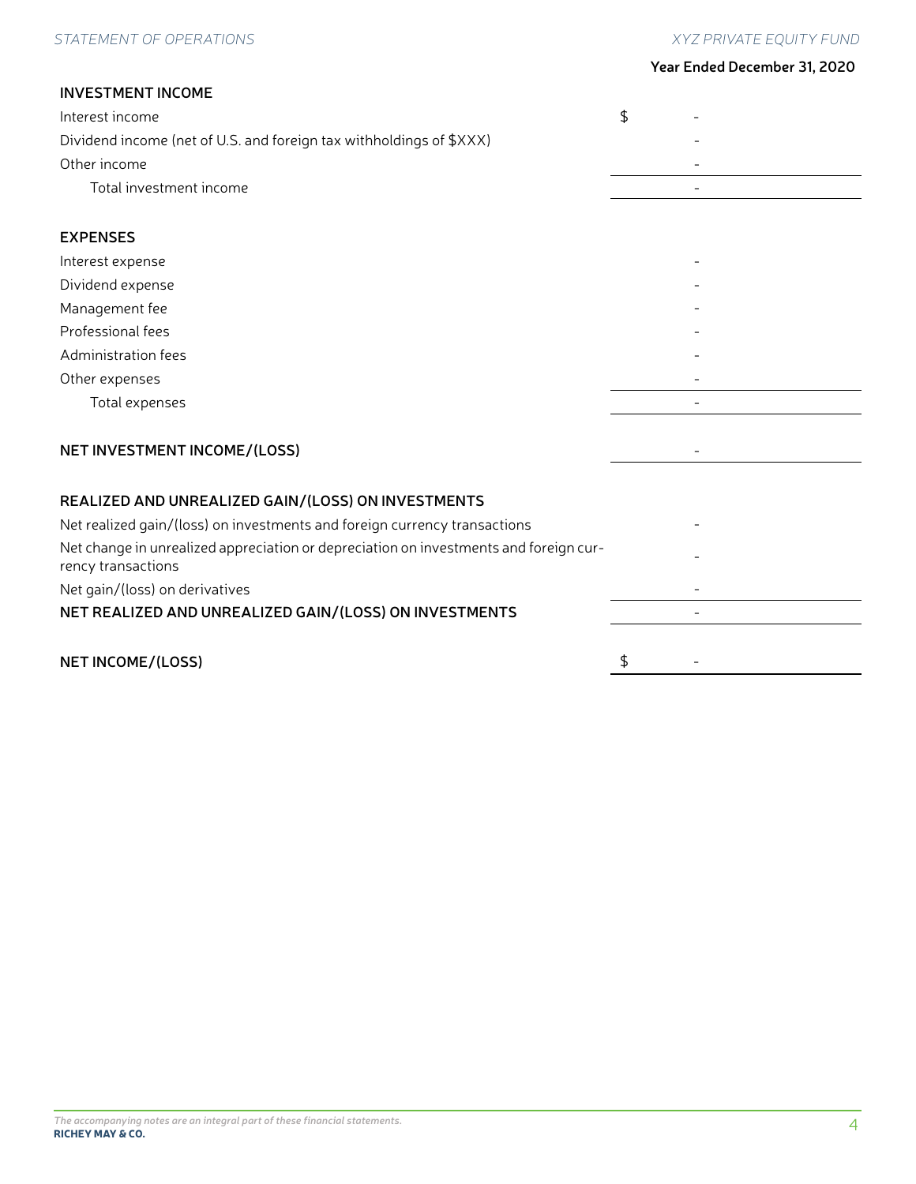# STATEMENT OF OPERATIONS

XYZ PRIVATE EQUITY FUND

| | Year Ended December 31, 2020 |
|---|---|
| **INVESTMENT INCOME** | |
| Interest income | $ - |
| Dividend income (net of U.S. and foreign tax withholdings of $XXX) | - |
| Other income | - |
| Total investment income | - |
| | |
| **EXPENSES** | |
| Interest expense | - |
| Dividend expense | - |
| Management fee | - |
| Professional fees | - |
| Administration fees | - |
| Other expenses | - |
| Total expenses | - |
| | |
| **NET INVESTMENT INCOME/(LOSS)** | - |
| | |
| **REALIZED AND UNREALIZED GAIN/(LOSS) ON INVESTMENTS** | |
| Net realized gain/(loss) on investments and foreign currency transactions | - |
| Net change in unrealized appreciation or depreciation on investments and foreign currency transactions | - |
| Net gain/(loss) on derivatives | - |
| **NET REALIZED AND UNREALIZED GAIN/(LOSS) ON INVESTMENTS** | - |
| | |
| **NET INCOME/(LOSS)** | $ - |

*The accompanying notes are an integral part of these financial statements.*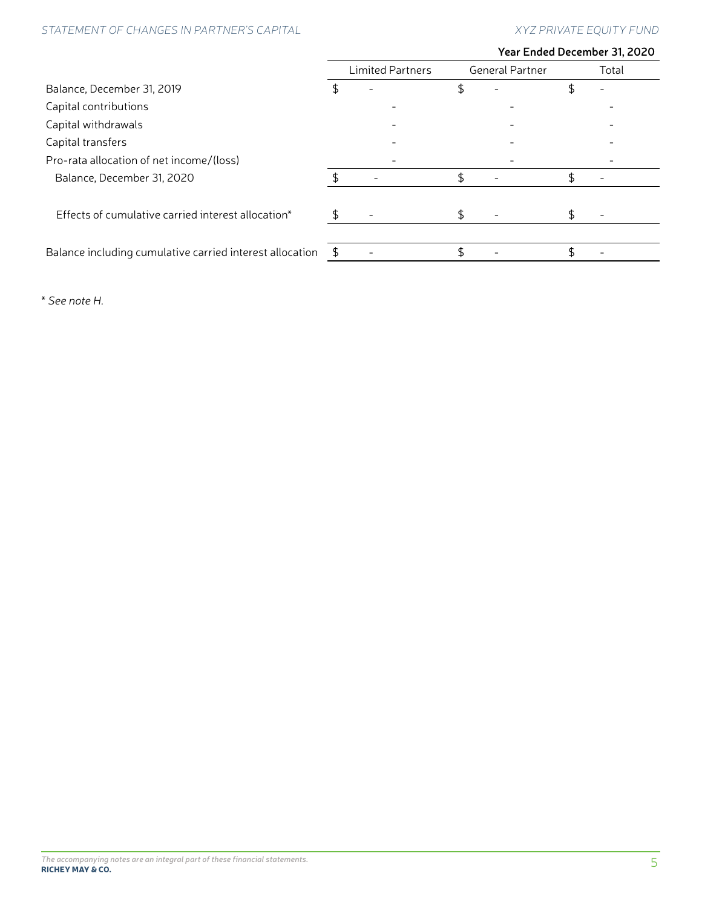# STATEMENT OF CHANGES IN PARTNER'S CAPITAL

## XYZ PRIVATE EQUITY FUND

| | Year Ended December 31, 2020 | | |
|---|---|---|---|
| | Limited Partners | General Partner | Total |
| Balance, December 31, 2019 | $ - | $ - | $ - |
| Capital contributions | - | - | - |
| Capital withdrawals | - | - | - |
| Capital transfers | - | - | - |
| Pro-rata allocation of net income/(loss) | - | - | - |
| Balance, December 31, 2020 | $ - | $ - | $ - |
| Effects of cumulative carried interest allocation* | $ - | $ - | $ - |
| Balance including cumulative carried interest allocation | $ - | $ - | $ - |

\* *See note H.*

*The accompanying notes are an integral part of these financial statements.*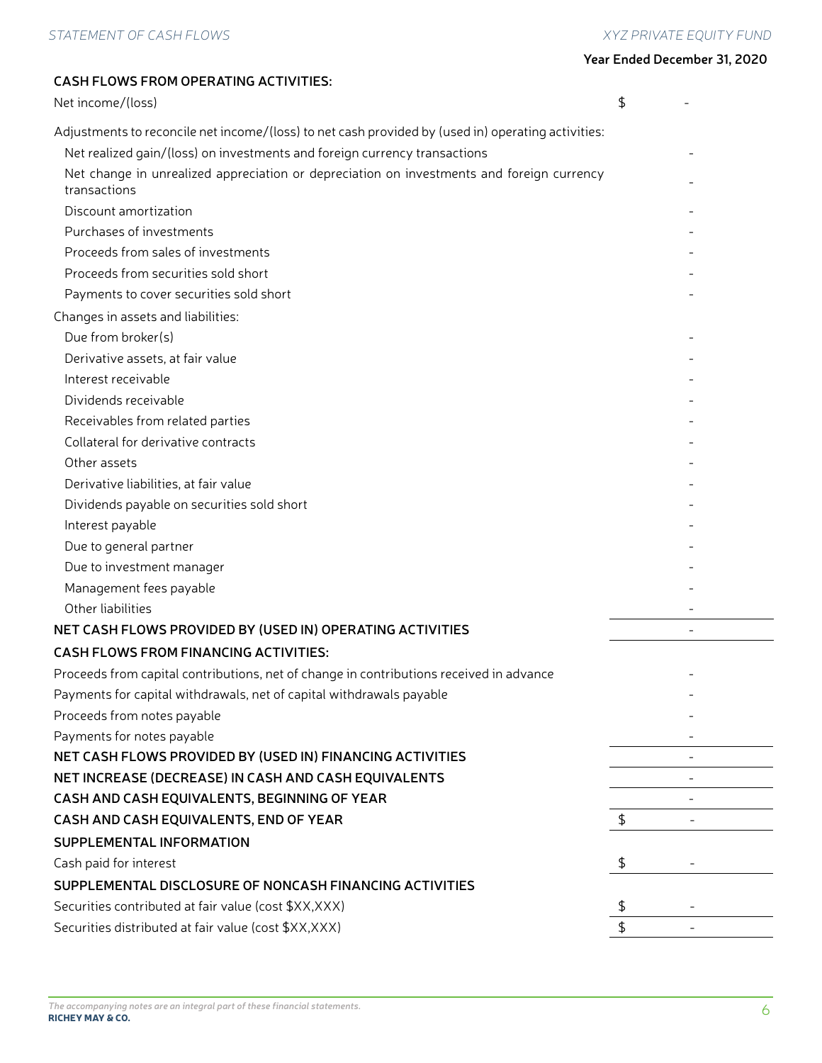| | Year Ended December 31, 2020 |
|---|---|
| **CASH FLOWS FROM OPERATING ACTIVITIES:** | |
| Net income/(loss) | $ - |
| Adjustments to reconcile net income/(loss) to net cash provided by (used in) operating activities: | |
| Net realized gain/(loss) on investments and foreign currency transactions | - |
| Net change in unrealized appreciation or depreciation on investments and foreign currency transactions | - |
| Discount amortization | - |
| Purchases of investments | - |
| Proceeds from sales of investments | - |
| Proceeds from securities sold short | - |
| Payments to cover securities sold short | - |
| Changes in assets and liabilities: | |
| Due from broker(s) | - |
| Derivative assets, at fair value | - |
| Interest receivable | - |
| Dividends receivable | - |
| Receivables from related parties | - |
| Collateral for derivative contracts | - |
| Other assets | - |
| Derivative liabilities, at fair value | - |
| Dividends payable on securities sold short | - |
| Interest payable | - |
| Due to general partner | - |
| Due to investment manager | - |
| Management fees payable | - |
| Other liabilities | - |
| **NET CASH FLOWS PROVIDED BY (USED IN) OPERATING ACTIVITIES** | - |
| **CASH FLOWS FROM FINANCING ACTIVITIES:** | |
| Proceeds from capital contributions, net of change in contributions received in advance | - |
| Payments for capital withdrawals, net of capital withdrawals payable | - |
| Proceeds from notes payable | - |
| Payments for notes payable | - |
| **NET CASH FLOWS PROVIDED BY (USED IN) FINANCING ACTIVITIES** | - |
| **NET INCREASE (DECREASE) IN CASH AND CASH EQUIVALENTS** | - |
| **CASH AND CASH EQUIVALENTS, BEGINNING OF YEAR** | - |
| **CASH AND CASH EQUIVALENTS, END OF YEAR** | $ - |
| **SUPPLEMENTAL INFORMATION** | |
| Cash paid for interest | $ - |
| **SUPPLEMENTAL DISCLOSURE OF NONCASH FINANCING ACTIVITIES** | |
| Securities contributed at fair value (cost $XX,XXX) | $ - |
| Securities distributed at fair value (cost $XX,XXX) | $ - |

*The accompanying notes are an integral part of these financial statements.*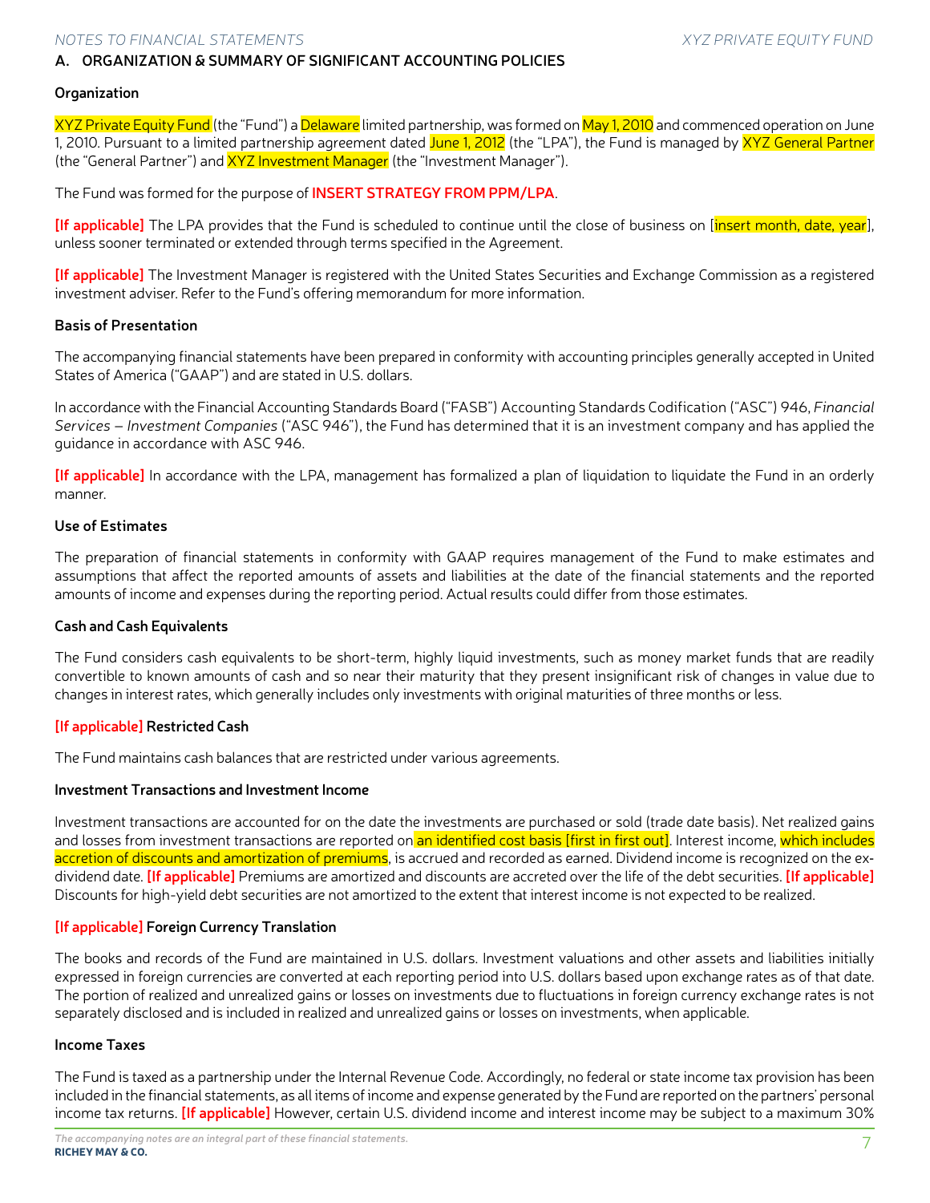## A. ORGANIZATION & SUMMARY OF SIGNIFICANT ACCOUNTING POLICIES

### Organization

XYZ Private Equity Fund (the "Fund") a Delaware limited partnership, was formed on May 1, 2010 and commenced operation on June 1, 2010. Pursuant to a limited partnership agreement dated June 1, 2012 (the "LPA"), the Fund is managed by XYZ General Partner (the "General Partner") and XYZ Investment Manager (the "Investment Manager").

The Fund was formed for the purpose of **INSERT STRATEGY FROM PPM/LPA**.

**[If applicable]** The LPA provides that the Fund is scheduled to continue until the close of business on [insert month, date, year], unless sooner terminated or extended through terms specified in the Agreement.

**[If applicable]** The Investment Manager is registered with the United States Securities and Exchange Commission as a registered investment adviser. Refer to the Fund's offering memorandum for more information.

### Basis of Presentation

The accompanying financial statements have been prepared in conformity with accounting principles generally accepted in United States of America ("GAAP") and are stated in U.S. dollars.

In accordance with the Financial Accounting Standards Board ("FASB") Accounting Standards Codification ("ASC") 946, *Financial Services – Investment Companies* ("ASC 946"), the Fund has determined that it is an investment company and has applied the guidance in accordance with ASC 946.

**[If applicable]** In accordance with the LPA, management has formalized a plan of liquidation to liquidate the Fund in an orderly manner.

### Use of Estimates

The preparation of financial statements in conformity with GAAP requires management of the Fund to make estimates and assumptions that affect the reported amounts of assets and liabilities at the date of the financial statements and the reported amounts of income and expenses during the reporting period. Actual results could differ from those estimates.

### Cash and Cash Equivalents

The Fund considers cash equivalents to be short-term, highly liquid investments, such as money market funds that are readily convertible to known amounts of cash and so near their maturity that they present insignificant risk of changes in value due to changes in interest rates, which generally includes only investments with original maturities of three months or less.

### [If applicable] Restricted Cash

The Fund maintains cash balances that are restricted under various agreements.

### Investment Transactions and Investment Income

Investment transactions are accounted for on the date the investments are purchased or sold (trade date basis). Net realized gains and losses from investment transactions are reported on an identified cost basis [first in first out]. Interest income, which includes accretion of discounts and amortization of premiums, is accrued and recorded as earned. Dividend income is recognized on the ex-dividend date. **[If applicable]** Premiums are amortized and discounts are accreted over the life of the debt securities. **[If applicable]** Discounts for high-yield debt securities are not amortized to the extent that interest income is not expected to be realized.

### [If applicable] Foreign Currency Translation

The books and records of the Fund are maintained in U.S. dollars. Investment valuations and other assets and liabilities initially expressed in foreign currencies are converted at each reporting period into U.S. dollars based upon exchange rates as of that date. The portion of realized and unrealized gains or losses on investments due to fluctuations in foreign currency exchange rates is not separately disclosed and is included in realized and unrealized gains or losses on investments, when applicable.

### Income Taxes

The Fund is taxed as a partnership under the Internal Revenue Code. Accordingly, no federal or state income tax provision has been included in the financial statements, as all items of income and expense generated by the Fund are reported on the partners' personal income tax returns. **[If applicable]** However, certain U.S. dividend income and interest income may be subject to a maximum 30%

*The accompanying notes are an integral part of these financial statements.*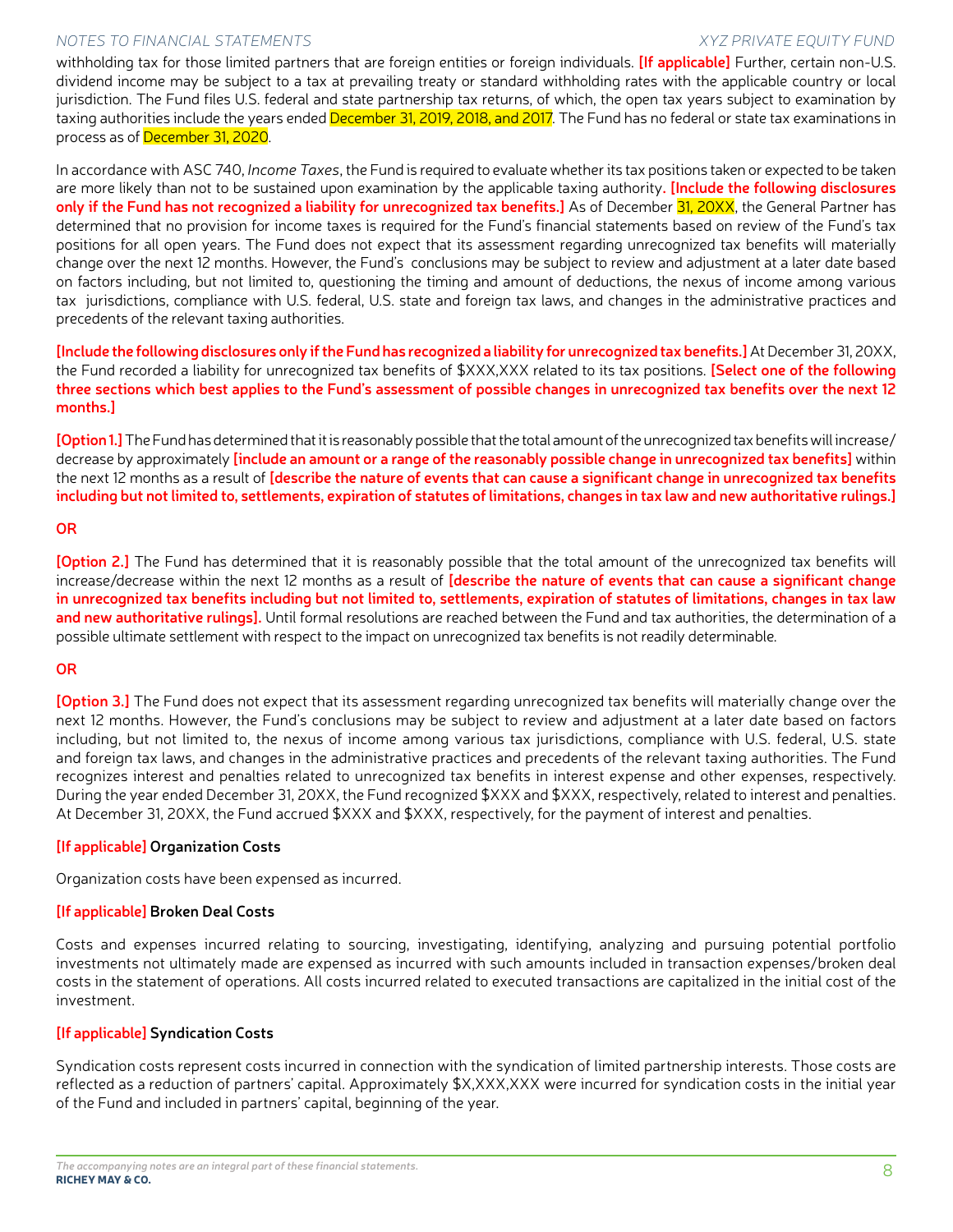withholding tax for those limited partners that are foreign entities or foreign individuals. **[If applicable]** Further, certain non-U.S. dividend income may be subject to a tax at prevailing treaty or standard withholding rates with the applicable country or local jurisdiction. The Fund files U.S. federal and state partnership tax returns, of which, the open tax years subject to examination by taxing authorities include the years ended December 31, 2019, 2018, and 2017. The Fund has no federal or state tax examinations in process as of December 31, 2020.

In accordance with ASC 740, *Income Taxes*, the Fund is required to evaluate whether its tax positions taken or expected to be taken are more likely than not to be sustained upon examination by the applicable taxing authority. **[Include the following disclosures only if the Fund has not recognized a liability for unrecognized tax benefits.]** As of December 31, 20XX, the General Partner has determined that no provision for income taxes is required for the Fund's financial statements based on review of the Fund's tax positions for all open years. The Fund does not expect that its assessment regarding unrecognized tax benefits will materially change over the next 12 months. However, the Fund's conclusions may be subject to review and adjustment at a later date based on factors including, but not limited to, questioning the timing and amount of deductions, the nexus of income among various tax jurisdictions, compliance with U.S. federal, U.S. state and foreign tax laws, and changes in the administrative practices and precedents of the relevant taxing authorities.

**[Include the following disclosures only if the Fund has recognized a liability for unrecognized tax benefits.]** At December 31, 20XX, the Fund recorded a liability for unrecognized tax benefits of $XXX,XXX related to its tax positions. **[Select one of the following three sections which best applies to the Fund's assessment of possible changes in unrecognized tax benefits over the next 12 months.]**

**[Option 1.]** The Fund has determined that it is reasonably possible that the total amount of the unrecognized tax benefits will increase/decrease by approximately **[include an amount or a range of the reasonably possible change in unrecognized tax benefits]** within the next 12 months as a result of **[describe the nature of events that can cause a significant change in unrecognized tax benefits including but not limited to, settlements, expiration of statutes of limitations, changes in tax law and new authoritative rulings.]**

**OR**

**[Option 2.]** The Fund has determined that it is reasonably possible that the total amount of the unrecognized tax benefits will increase/decrease within the next 12 months as a result of **[describe the nature of events that can cause a significant change in unrecognized tax benefits including but not limited to, settlements, expiration of statutes of limitations, changes in tax law and new authoritative rulings].** Until formal resolutions are reached between the Fund and tax authorities, the determination of a possible ultimate settlement with respect to the impact on unrecognized tax benefits is not readily determinable.

**OR**

**[Option 3.]** The Fund does not expect that its assessment regarding unrecognized tax benefits will materially change over the next 12 months. However, the Fund's conclusions may be subject to review and adjustment at a later date based on factors including, but not limited to, the nexus of income among various tax jurisdictions, compliance with U.S. federal, U.S. state and foreign tax laws, and changes in the administrative practices and precedents of the relevant taxing authorities. The Fund recognizes interest and penalties related to unrecognized tax benefits in interest expense and other expenses, respectively. During the year ended December 31, 20XX, the Fund recognized $XXX and $XXX, respectively, related to interest and penalties. At December 31, 20XX, the Fund accrued $XXX and $XXX, respectively, for the payment of interest and penalties.

### [If applicable] Organization Costs

Organization costs have been expensed as incurred.

### [If applicable] Broken Deal Costs

Costs and expenses incurred relating to sourcing, investigating, identifying, analyzing and pursuing potential portfolio investments not ultimately made are expensed as incurred with such amounts included in transaction expenses/broken deal costs in the statement of operations. All costs incurred related to executed transactions are capitalized in the initial cost of the investment.

### [If applicable] Syndication Costs

Syndication costs represent costs incurred in connection with the syndication of limited partnership interests. Those costs are reflected as a reduction of partners' capital. Approximately $X,XXX,XXX were incurred for syndication costs in the initial year of the Fund and included in partners' capital, beginning of the year.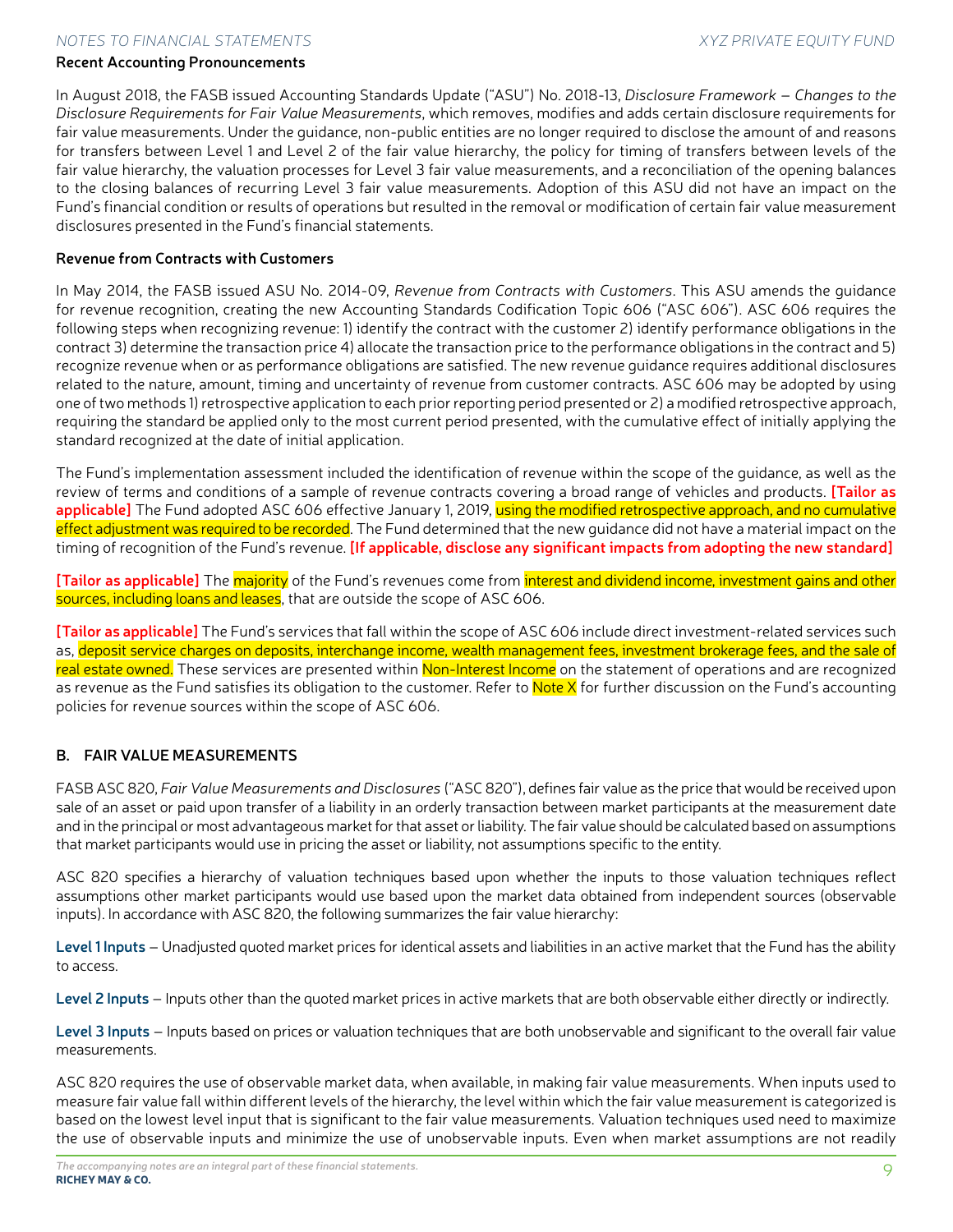**Recent Accounting Pronouncements**

In August 2018, the FASB issued Accounting Standards Update ("ASU") No. 2018-13, *Disclosure Framework – Changes to the Disclosure Requirements for Fair Value Measurements*, which removes, modifies and adds certain disclosure requirements for fair value measurements. Under the guidance, non-public entities are no longer required to disclose the amount of and reasons for transfers between Level 1 and Level 2 of the fair value hierarchy, the policy for timing of transfers between levels of the fair value hierarchy, the valuation processes for Level 3 fair value measurements, and a reconciliation of the opening balances to the closing balances of recurring Level 3 fair value measurements. Adoption of this ASU did not have an impact on the Fund's financial condition or results of operations but resulted in the removal or modification of certain fair value measurement disclosures presented in the Fund's financial statements.

**Revenue from Contracts with Customers**

In May 2014, the FASB issued ASU No. 2014-09, *Revenue from Contracts with Customers*. This ASU amends the guidance for revenue recognition, creating the new Accounting Standards Codification Topic 606 ("ASC 606"). ASC 606 requires the following steps when recognizing revenue: 1) identify the contract with the customer 2) identify performance obligations in the contract 3) determine the transaction price 4) allocate the transaction price to the performance obligations in the contract and 5) recognize revenue when or as performance obligations are satisfied. The new revenue guidance requires additional disclosures related to the nature, amount, timing and uncertainty of revenue from customer contracts. ASC 606 may be adopted by using one of two methods 1) retrospective application to each prior reporting period presented or 2) a modified retrospective approach, requiring the standard be applied only to the most current period presented, with the cumulative effect of initially applying the standard recognized at the date of initial application.

The Fund's implementation assessment included the identification of revenue within the scope of the guidance, as well as the review of terms and conditions of a sample of revenue contracts covering a broad range of vehicles and products. **[Tailor as applicable]** The Fund adopted ASC 606 effective January 1, 2019, using the modified retrospective approach, and no cumulative effect adjustment was required to be recorded. The Fund determined that the new guidance did not have a material impact on the timing of recognition of the Fund's revenue. **[If applicable, disclose any significant impacts from adopting the new standard]**

**[Tailor as applicable]** The majority of the Fund's revenues come from interest and dividend income, investment gains and other sources, including loans and leases, that are outside the scope of ASC 606.

**[Tailor as applicable]** The Fund's services that fall within the scope of ASC 606 include direct investment-related services such as, deposit service charges on deposits, interchange income, wealth management fees, investment brokerage fees, and the sale of real estate owned. These services are presented within Non-Interest Income on the statement of operations and are recognized as revenue as the Fund satisfies its obligation to the customer. Refer to Note X for further discussion on the Fund's accounting policies for revenue sources within the scope of ASC 606.

## B. FAIR VALUE MEASUREMENTS

FASB ASC 820, *Fair Value Measurements and Disclosures* ("ASC 820"), defines fair value as the price that would be received upon sale of an asset or paid upon transfer of a liability in an orderly transaction between market participants at the measurement date and in the principal or most advantageous market for that asset or liability. The fair value should be calculated based on assumptions that market participants would use in pricing the asset or liability, not assumptions specific to the entity.

ASC 820 specifies a hierarchy of valuation techniques based upon whether the inputs to those valuation techniques reflect assumptions other market participants would use based upon the market data obtained from independent sources (observable inputs). In accordance with ASC 820, the following summarizes the fair value hierarchy:

**Level 1 Inputs** – Unadjusted quoted market prices for identical assets and liabilities in an active market that the Fund has the ability to access.

**Level 2 Inputs** – Inputs other than the quoted market prices in active markets that are both observable either directly or indirectly.

**Level 3 Inputs** – Inputs based on prices or valuation techniques that are both unobservable and significant to the overall fair value measurements.

ASC 820 requires the use of observable market data, when available, in making fair value measurements. When inputs used to measure fair value fall within different levels of the hierarchy, the level within which the fair value measurement is categorized is based on the lowest level input that is significant to the fair value measurements. Valuation techniques used need to maximize the use of observable inputs and minimize the use of unobservable inputs. Even when market assumptions are not readily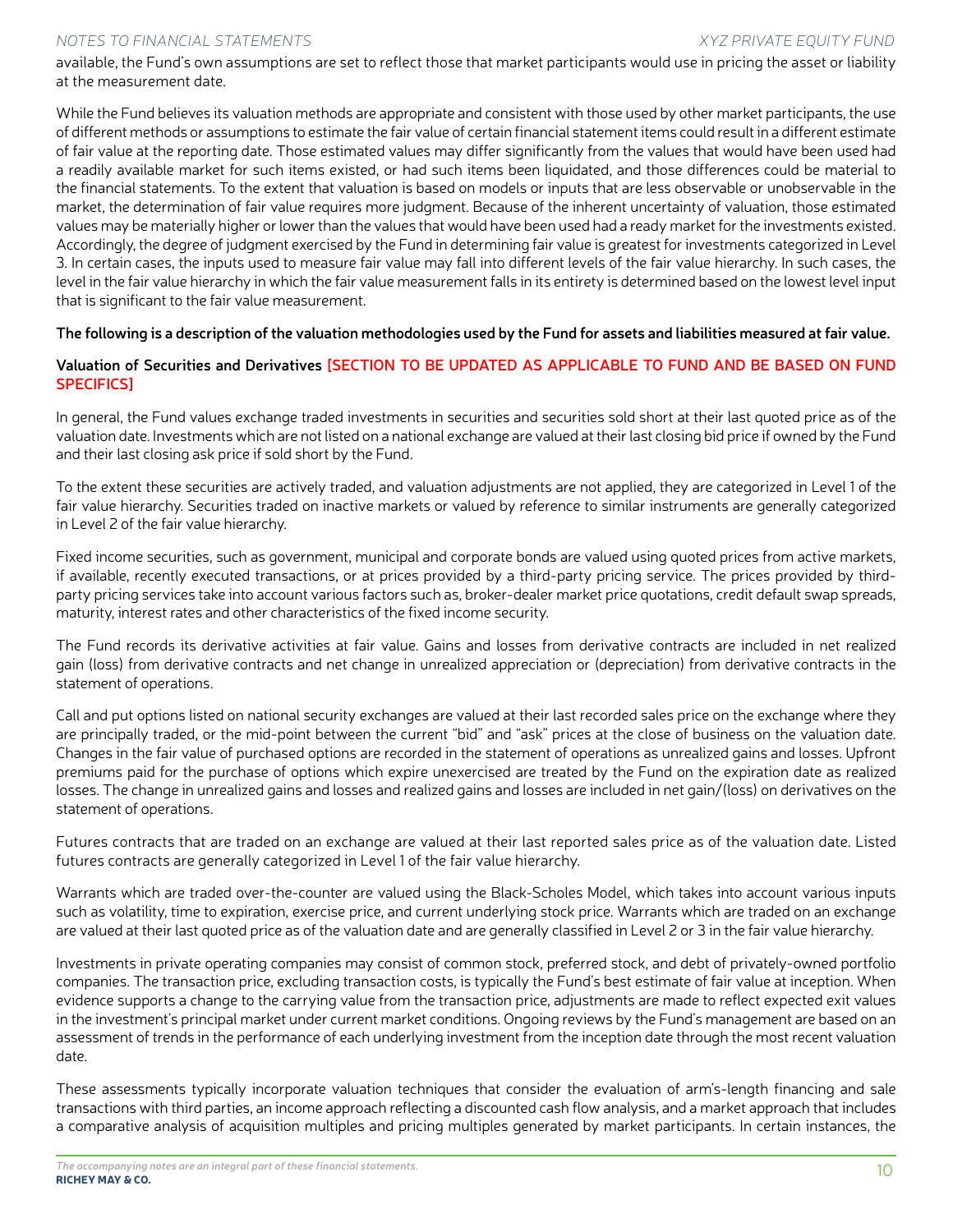available, the Fund's own assumptions are set to reflect those that market participants would use in pricing the asset or liability at the measurement date.

While the Fund believes its valuation methods are appropriate and consistent with those used by other market participants, the use of different methods or assumptions to estimate the fair value of certain financial statement items could result in a different estimate of fair value at the reporting date. Those estimated values may differ significantly from the values that would have been used had a readily available market for such items existed, or had such items been liquidated, and those differences could be material to the financial statements. To the extent that valuation is based on models or inputs that are less observable or unobservable in the market, the determination of fair value requires more judgment. Because of the inherent uncertainty of valuation, those estimated values may be materially higher or lower than the values that would have been used had a ready market for the investments existed. Accordingly, the degree of judgment exercised by the Fund in determining fair value is greatest for investments categorized in Level 3. In certain cases, the inputs used to measure fair value may fall into different levels of the fair value hierarchy. In such cases, the level in the fair value hierarchy in which the fair value measurement falls in its entirety is determined based on the lowest level input that is significant to the fair value measurement.

**The following is a description of the valuation methodologies used by the Fund for assets and liabilities measured at fair value.**

**Valuation of Securities and Derivatives [SECTION TO BE UPDATED AS APPLICABLE TO FUND AND BE BASED ON FUND SPECIFICS]**

In general, the Fund values exchange traded investments in securities and securities sold short at their last quoted price as of the valuation date. Investments which are not listed on a national exchange are valued at their last closing bid price if owned by the Fund and their last closing ask price if sold short by the Fund.

To the extent these securities are actively traded, and valuation adjustments are not applied, they are categorized in Level 1 of the fair value hierarchy. Securities traded on inactive markets or valued by reference to similar instruments are generally categorized in Level 2 of the fair value hierarchy.

Fixed income securities, such as government, municipal and corporate bonds are valued using quoted prices from active markets, if available, recently executed transactions, or at prices provided by a third-party pricing service. The prices provided by third-party pricing services take into account various factors such as, broker-dealer market price quotations, credit default swap spreads, maturity, interest rates and other characteristics of the fixed income security.

The Fund records its derivative activities at fair value. Gains and losses from derivative contracts are included in net realized gain (loss) from derivative contracts and net change in unrealized appreciation or (depreciation) from derivative contracts in the statement of operations.

Call and put options listed on national security exchanges are valued at their last recorded sales price on the exchange where they are principally traded, or the mid-point between the current "bid" and "ask" prices at the close of business on the valuation date. Changes in the fair value of purchased options are recorded in the statement of operations as unrealized gains and losses. Upfront premiums paid for the purchase of options which expire unexercised are treated by the Fund on the expiration date as realized losses. The change in unrealized gains and losses and realized gains and losses are included in net gain/(loss) on derivatives on the statement of operations.

Futures contracts that are traded on an exchange are valued at their last reported sales price as of the valuation date. Listed futures contracts are generally categorized in Level 1 of the fair value hierarchy.

Warrants which are traded over-the-counter are valued using the Black-Scholes Model, which takes into account various inputs such as volatility, time to expiration, exercise price, and current underlying stock price. Warrants which are traded on an exchange are valued at their last quoted price as of the valuation date and are generally classified in Level 2 or 3 in the fair value hierarchy.

Investments in private operating companies may consist of common stock, preferred stock, and debt of privately-owned portfolio companies. The transaction price, excluding transaction costs, is typically the Fund's best estimate of fair value at inception. When evidence supports a change to the carrying value from the transaction price, adjustments are made to reflect expected exit values in the investment's principal market under current market conditions. Ongoing reviews by the Fund's management are based on an assessment of trends in the performance of each underlying investment from the inception date through the most recent valuation date.

These assessments typically incorporate valuation techniques that consider the evaluation of arm's-length financing and sale transactions with third parties, an income approach reflecting a discounted cash flow analysis, and a market approach that includes a comparative analysis of acquisition multiples and pricing multiples generated by market participants. In certain instances, the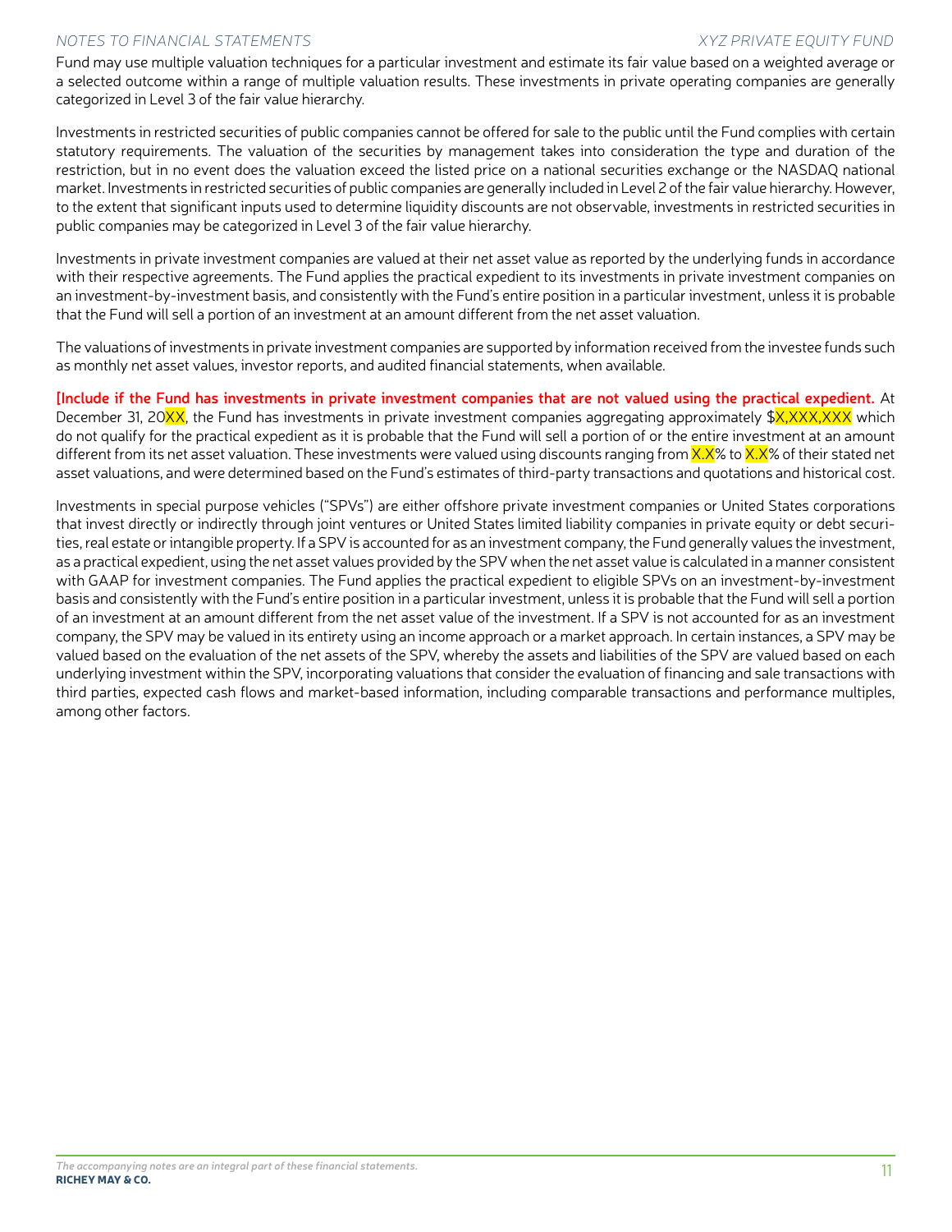Fund may use multiple valuation techniques for a particular investment and estimate its fair value based on a weighted average or a selected outcome within a range of multiple valuation results. These investments in private operating companies are generally categorized in Level 3 of the fair value hierarchy.

Investments in restricted securities of public companies cannot be offered for sale to the public until the Fund complies with certain statutory requirements. The valuation of the securities by management takes into consideration the type and duration of the restriction, but in no event does the valuation exceed the listed price on a national securities exchange or the NASDAQ national market. Investments in restricted securities of public companies are generally included in Level 2 of the fair value hierarchy. However, to the extent that significant inputs used to determine liquidity discounts are not observable, investments in restricted securities in public companies may be categorized in Level 3 of the fair value hierarchy.

Investments in private investment companies are valued at their net asset value as reported by the underlying funds in accordance with their respective agreements. The Fund applies the practical expedient to its investments in private investment companies on an investment-by-investment basis, and consistently with the Fund's entire position in a particular investment, unless it is probable that the Fund will sell a portion of an investment at an amount different from the net asset valuation.

The valuations of investments in private investment companies are supported by information received from the investee funds such as monthly net asset values, investor reports, and audited financial statements, when available.

**[Include if the Fund has investments in private investment companies that are not valued using the practical expedient.** At December 31, 20XX, the Fund has investments in private investment companies aggregating approximately $X,XXX,XXX which do not qualify for the practical expedient as it is probable that the Fund will sell a portion of or the entire investment at an amount different from its net asset valuation. These investments were valued using discounts ranging from X.X% to X.X% of their stated net asset valuations, and were determined based on the Fund's estimates of third-party transactions and quotations and historical cost.

Investments in special purpose vehicles ("SPVs") are either offshore private investment companies or United States corporations that invest directly or indirectly through joint ventures or United States limited liability companies in private equity or debt securities, real estate or intangible property. If a SPV is accounted for as an investment company, the Fund generally values the investment, as a practical expedient, using the net asset values provided by the SPV when the net asset value is calculated in a manner consistent with GAAP for investment companies. The Fund applies the practical expedient to eligible SPVs on an investment-by-investment basis and consistently with the Fund's entire position in a particular investment, unless it is probable that the Fund will sell a portion of an investment at an amount different from the net asset value of the investment. If a SPV is not accounted for as an investment company, the SPV may be valued in its entirety using an income approach or a market approach. In certain instances, a SPV may be valued based on the evaluation of the net assets of the SPV, whereby the assets and liabilities of the SPV are valued based on each underlying investment within the SPV, incorporating valuations that consider the evaluation of financing and sale transactions with third parties, expected cash flows and market-based information, including comparable transactions and performance multiples, among other factors.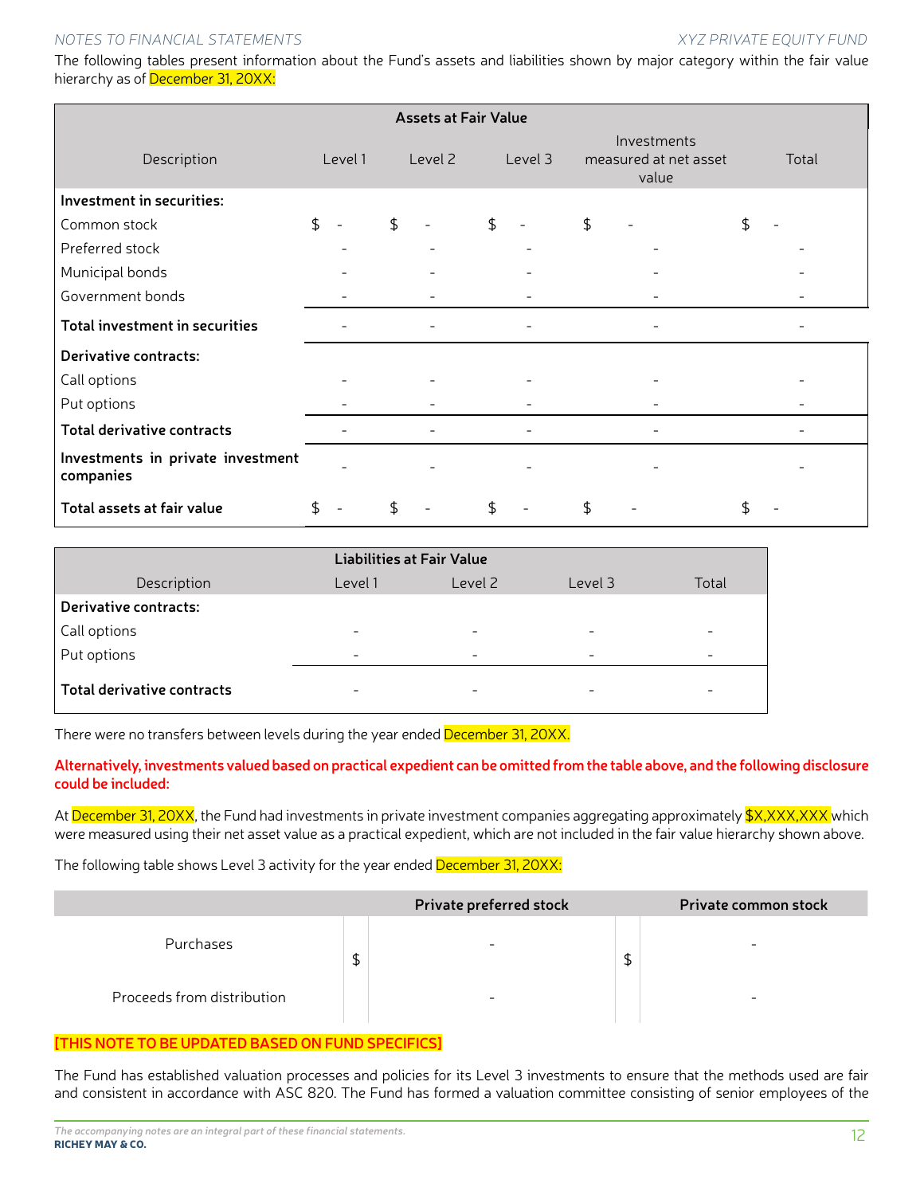The following tables present information about the Fund's assets and liabilities shown by major category within the fair value hierarchy as of December 31, 20XX:

| Assets at Fair Value | | | | | |
|---|---|---|---|---|---|
| Description | Level 1 | Level 2 | Level 3 | Investments measured at net asset value | Total |
| **Investment in securities:** | | | | | |
| Common stock | $ - | $ - | $ - | $ - | $ - |
| Preferred stock | - | - | - | - | - |
| Municipal bonds | - | - | - | - | - |
| Government bonds | - | - | - | - | - |
| **Total investment in securities** | - | - | - | - | - |
| **Derivative contracts:** | | | | | |
| Call options | - | - | - | - | - |
| Put options | - | - | - | - | - |
| **Total derivative contracts** | - | - | - | - | - |
| **Investments in private investment companies** | - | - | - | - | - |
| **Total assets at fair value** | $ - | $ - | $ - | $ - | $ - |

| Liabilities at Fair Value | | | | |
|---|---|---|---|---|
| Description | Level 1 | Level 2 | Level 3 | Total |
| **Derivative contracts:** | | | | |
| Call options | - | - | - | - |
| Put options | - | - | - | - |
| **Total derivative contracts** | - | - | - | - |

There were no transfers between levels during the year ended December 31, 20XX.

**Alternatively, investments valued based on practical expedient can be omitted from the table above, and the following disclosure could be included:**

At December 31, 20XX, the Fund had investments in private investment companies aggregating approximately $X,XXX,XXX which were measured using their net asset value as a practical expedient, which are not included in the fair value hierarchy shown above.

The following table shows Level 3 activity for the year ended December 31, 20XX:

| | Private preferred stock | Private common stock |
|---|---|---|
| Purchases | $ - | $ - |
| Proceeds from distribution | - | - |

**[THIS NOTE TO BE UPDATED BASED ON FUND SPECIFICS]**

The Fund has established valuation processes and policies for its Level 3 investments to ensure that the methods used are fair and consistent in accordance with ASC 820. The Fund has formed a valuation committee consisting of senior employees of the

*The accompanying notes are an integral part of these financial statements.*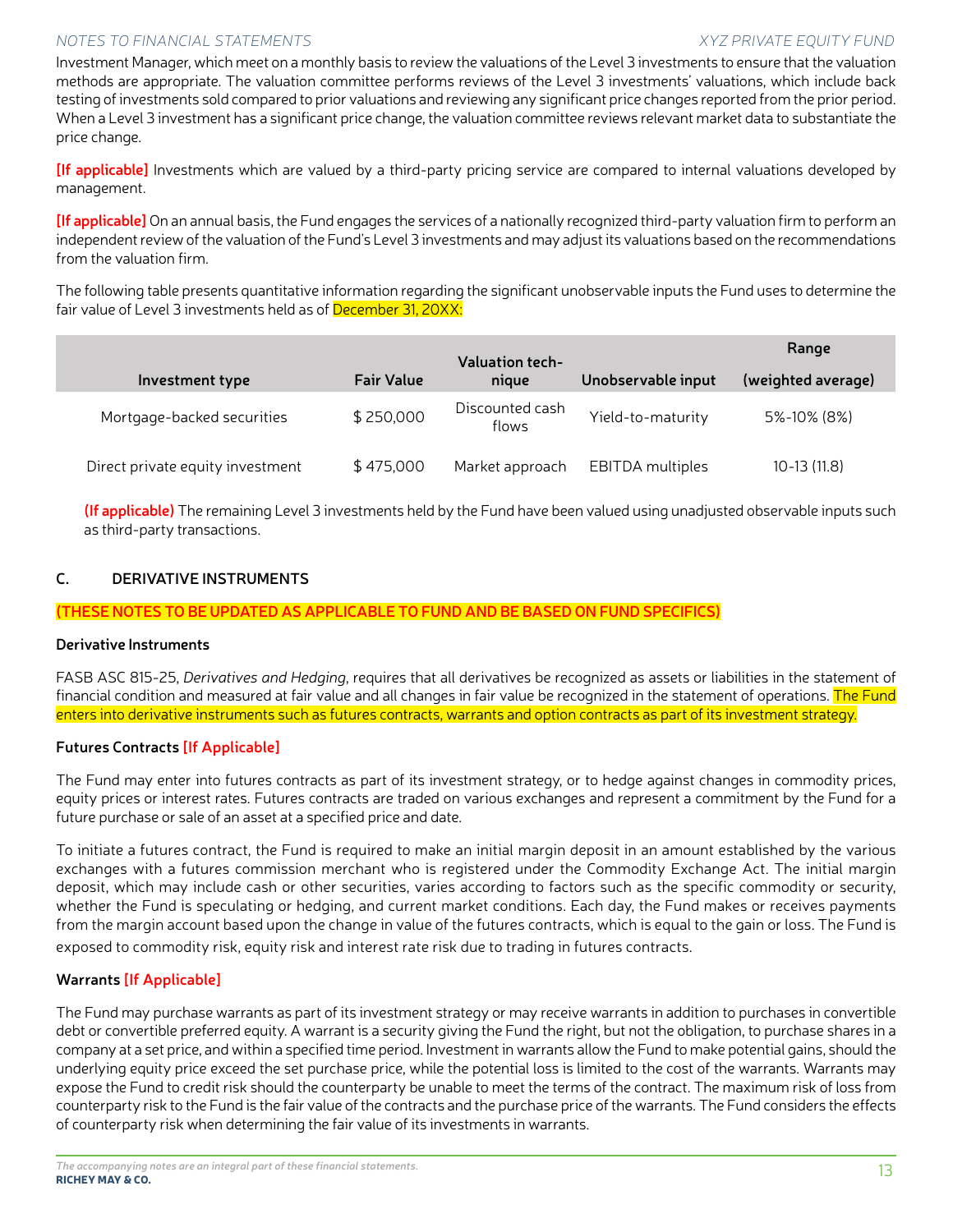Investment Manager, which meet on a monthly basis to review the valuations of the Level 3 investments to ensure that the valuation methods are appropriate. The valuation committee performs reviews of the Level 3 investments' valuations, which include back testing of investments sold compared to prior valuations and reviewing any significant price changes reported from the prior period. When a Level 3 investment has a significant price change, the valuation committee reviews relevant market data to substantiate the price change.

**[If applicable]** Investments which are valued by a third-party pricing service are compared to internal valuations developed by management.

**[If applicable]** On an annual basis, the Fund engages the services of a nationally recognized third-party valuation firm to perform an independent review of the valuation of the Fund's Level 3 investments and may adjust its valuations based on the recommendations from the valuation firm.

The following table presents quantitative information regarding the significant unobservable inputs the Fund uses to determine the fair value of Level 3 investments held as of December 31, 20XX:

| Investment type | Fair Value | Valuation technique | Unobservable input | Range (weighted average) |
|---|---|---|---|---|
| Mortgage-backed securities | $ 250,000 | Discounted cash flows | Yield-to-maturity | 5%-10% (8%) |
| Direct private equity investment | $ 475,000 | Market approach | EBITDA multiples | 10-13 (11.8) |

**(If applicable)** The remaining Level 3 investments held by the Fund have been valued using unadjusted observable inputs such as third-party transactions.

### C. DERIVATIVE INSTRUMENTS

**(THESE NOTES TO BE UPDATED AS APPLICABLE TO FUND AND BE BASED ON FUND SPECIFICS)**

**Derivative Instruments**

FASB ASC 815-25, *Derivatives and Hedging*, requires that all derivatives be recognized as assets or liabilities in the statement of financial condition and measured at fair value and all changes in fair value be recognized in the statement of operations. The Fund enters into derivative instruments such as futures contracts, warrants and option contracts as part of its investment strategy.

**Futures Contracts [If Applicable]**

The Fund may enter into futures contracts as part of its investment strategy, or to hedge against changes in commodity prices, equity prices or interest rates. Futures contracts are traded on various exchanges and represent a commitment by the Fund for a future purchase or sale of an asset at a specified price and date.

To initiate a futures contract, the Fund is required to make an initial margin deposit in an amount established by the various exchanges with a futures commission merchant who is registered under the Commodity Exchange Act. The initial margin deposit, which may include cash or other securities, varies according to factors such as the specific commodity or security, whether the Fund is speculating or hedging, and current market conditions. Each day, the Fund makes or receives payments from the margin account based upon the change in value of the futures contracts, which is equal to the gain or loss. The Fund is exposed to commodity risk, equity risk and interest rate risk due to trading in futures contracts.

**Warrants [If Applicable]**

The Fund may purchase warrants as part of its investment strategy or may receive warrants in addition to purchases in convertible debt or convertible preferred equity. A warrant is a security giving the Fund the right, but not the obligation, to purchase shares in a company at a set price, and within a specified time period. Investment in warrants allow the Fund to make potential gains, should the underlying equity price exceed the set purchase price, while the potential loss is limited to the cost of the warrants. Warrants may expose the Fund to credit risk should the counterparty be unable to meet the terms of the contract. The maximum risk of loss from counterparty risk to the Fund is the fair value of the contracts and the purchase price of the warrants. The Fund considers the effects of counterparty risk when determining the fair value of its investments in warrants.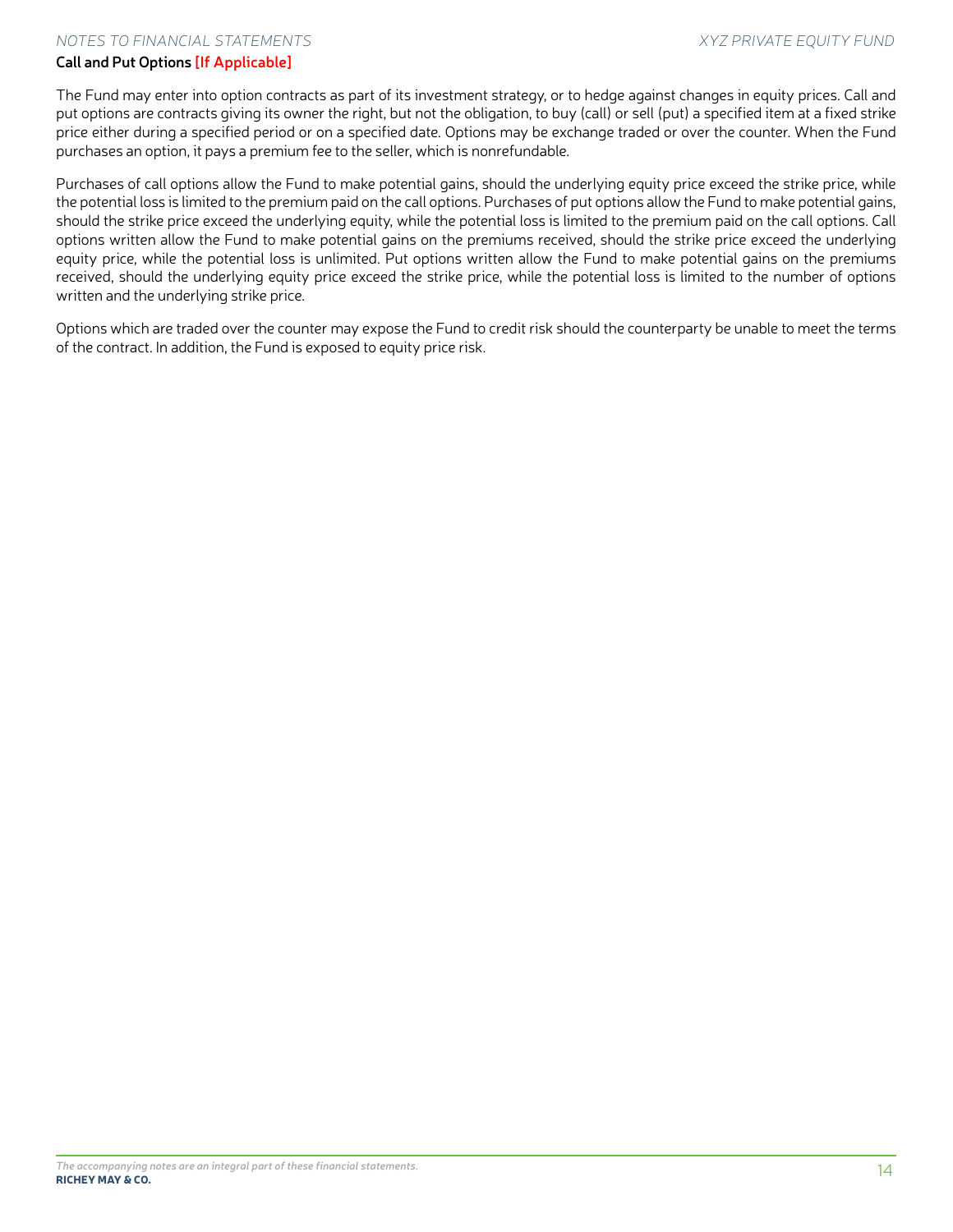### Call and Put Options [If Applicable]

The Fund may enter into option contracts as part of its investment strategy, or to hedge against changes in equity prices. Call and put options are contracts giving its owner the right, but not the obligation, to buy (call) or sell (put) a specified item at a fixed strike price either during a specified period or on a specified date. Options may be exchange traded or over the counter. When the Fund purchases an option, it pays a premium fee to the seller, which is nonrefundable.

Purchases of call options allow the Fund to make potential gains, should the underlying equity price exceed the strike price, while the potential loss is limited to the premium paid on the call options. Purchases of put options allow the Fund to make potential gains, should the strike price exceed the underlying equity, while the potential loss is limited to the premium paid on the call options. Call options written allow the Fund to make potential gains on the premiums received, should the strike price exceed the underlying equity price, while the potential loss is unlimited. Put options written allow the Fund to make potential gains on the premiums received, should the underlying equity price exceed the strike price, while the potential loss is limited to the number of options written and the underlying strike price.

Options which are traded over the counter may expose the Fund to credit risk should the counterparty be unable to meet the terms of the contract. In addition, the Fund is exposed to equity price risk.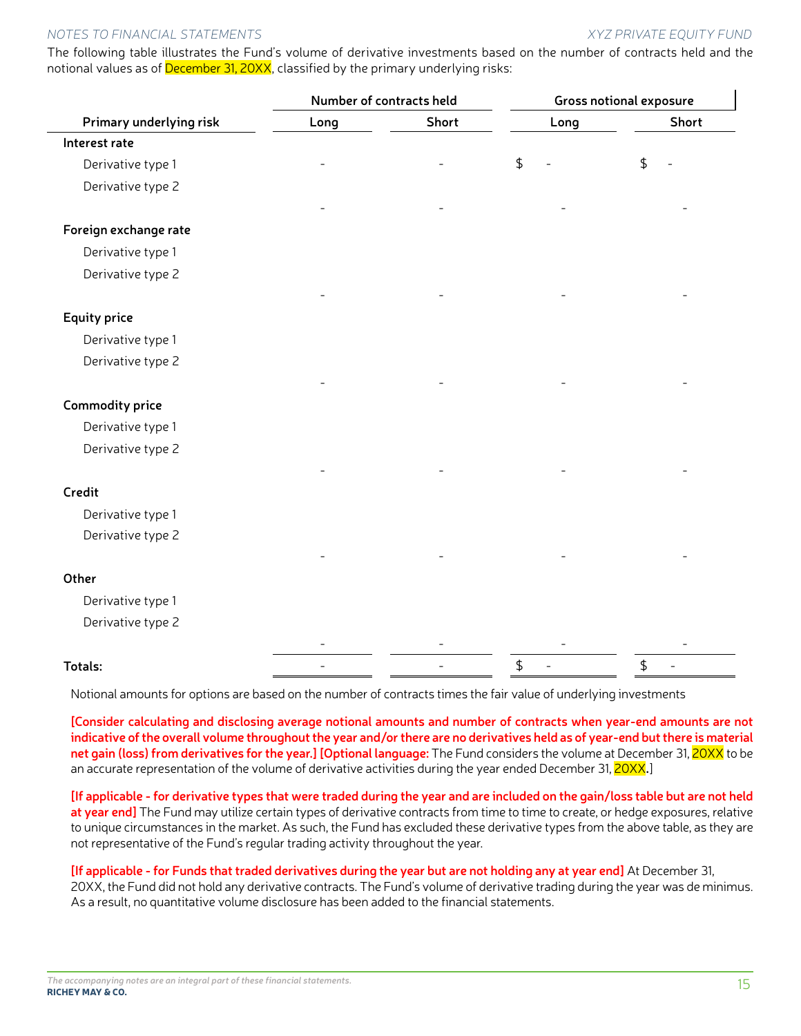The following table illustrates the Fund's volume of derivative investments based on the number of contracts held and the notional values as of December 31, 20XX, classified by the primary underlying risks:

| | Number of contracts held | | Gross notional exposure | |
|---|---|---|---|---|
| **Primary underlying risk** | **Long** | **Short** | **Long** | **Short** |
| **Interest rate** | | | | |
| Derivative type 1 | - | - | $ - | $ - |
| Derivative type 2 | | | | |
| | - | - | - | - |
| **Foreign exchange rate** | | | | |
| Derivative type 1 | | | | |
| Derivative type 2 | | | | |
| | - | - | - | - |
| **Equity price** | | | | |
| Derivative type 1 | | | | |
| Derivative type 2 | | | | |
| | - | - | - | - |
| **Commodity price** | | | | |
| Derivative type 1 | | | | |
| Derivative type 2 | | | | |
| | - | - | - | - |
| **Credit** | | | | |
| Derivative type 1 | | | | |
| Derivative type 2 | | | | |
| | - | - | - | - |
| **Other** | | | | |
| Derivative type 1 | | | | |
| Derivative type 2 | | | | |
| | - | - | - | - |
| **Totals:** | - | - | $ - | $ - |

Notional amounts for options are based on the number of contracts times the fair value of underlying investments

**[Consider calculating and disclosing average notional amounts and number of contracts when year-end amounts are not indicative of the overall volume throughout the year and/or there are no derivatives held as of year-end but there is material net gain (loss) from derivatives for the year.] [Optional language:** The Fund considers the volume at December 31, 20XX to be an accurate representation of the volume of derivative activities during the year ended December 31, 20XX.]

**[If applicable - for derivative types that were traded during the year and are included on the gain/loss table but are not held at year end]** The Fund may utilize certain types of derivative contracts from time to time to create, or hedge exposures, relative to unique circumstances in the market. As such, the Fund has excluded these derivative types from the above table, as they are not representative of the Fund's regular trading activity throughout the year.

**[If applicable - for Funds that traded derivatives during the year but are not holding any at year end]** At December 31, 20XX, the Fund did not hold any derivative contracts. The Fund's volume of derivative trading during the year was de minimus. As a result, no quantitative volume disclosure has been added to the financial statements.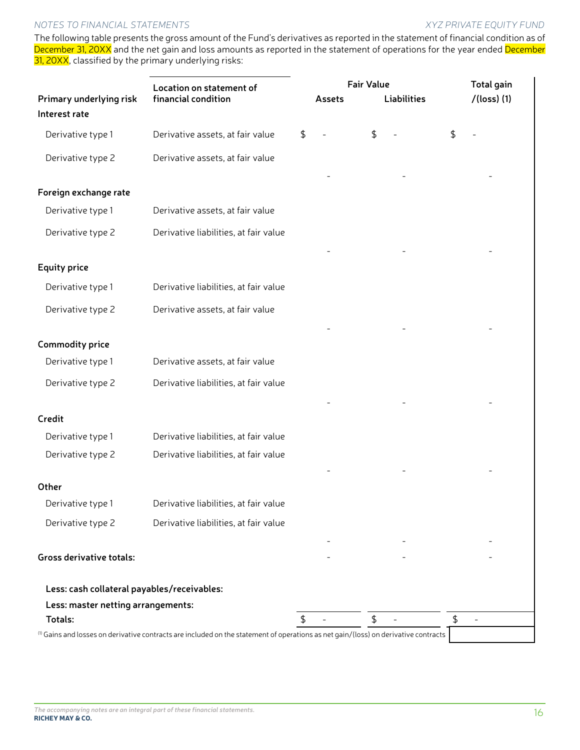The following table presents the gross amount of the Fund's derivatives as reported in the statement of financial condition as of December 31, 20XX and the net gain and loss amounts as reported in the statement of operations for the year ended December 31, 20XX, classified by the primary underlying risks:

| Primary underlying risk | Location on statement of financial condition | Fair Value Assets | Fair Value Liabilities | Total gain /(loss) (1) |
|---|---|---|---|---|
| **Interest rate** | | | | |
| Derivative type 1 | Derivative assets, at fair value | $ - | $ - | $ - |
| Derivative type 2 | Derivative assets, at fair value | | | |
| | | - | - | - |
| **Foreign exchange rate** | | | | |
| Derivative type 1 | Derivative assets, at fair value | | | |
| Derivative type 2 | Derivative liabilities, at fair value | | | |
| | | - | - | - |
| **Equity price** | | | | |
| Derivative type 1 | Derivative liabilities, at fair value | | | |
| Derivative type 2 | Derivative assets, at fair value | | | |
| | | - | - | - |
| **Commodity price** | | | | |
| Derivative type 1 | Derivative assets, at fair value | | | |
| Derivative type 2 | Derivative liabilities, at fair value | | | |
| | | - | - | - |
| **Credit** | | | | |
| Derivative type 1 | Derivative liabilities, at fair value | | | |
| Derivative type 2 | Derivative liabilities, at fair value | | | |
| | | - | - | - |
| **Other** | | | | |
| Derivative type 1 | Derivative liabilities, at fair value | | | |
| Derivative type 2 | Derivative liabilities, at fair value | | | |
| | | - | - | - |
| **Gross derivative totals:** | | - | - | - |
| **Less: cash collateral payables/receivables:** | | | | |
| **Less: master netting arrangements:** | | | | |
| **Totals:** | | $ - | $ - | $ - |

[1] Gains and losses on derivative contracts are included on the statement of operations as net gain/(loss) on derivative contracts

*The accompanying notes are an integral part of these financial statements.*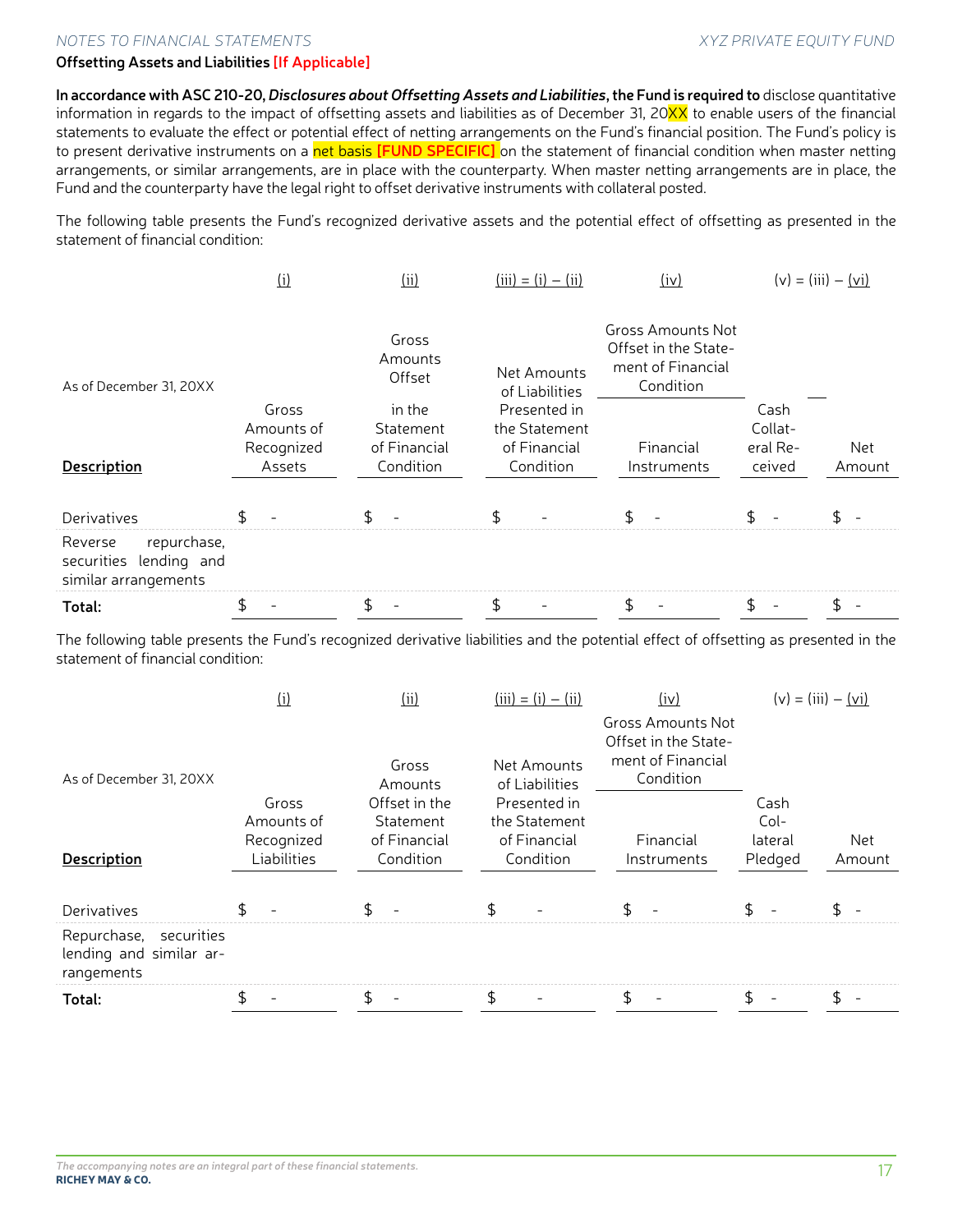**Offsetting Assets and Liabilities [If Applicable]**

**In accordance with ASC 210-20, *Disclosures about Offsetting Assets and Liabilities*, the Fund is required to** disclose quantitative information in regards to the impact of offsetting assets and liabilities as of December 31, 20XX to enable users of the financial statements to evaluate the effect or potential effect of netting arrangements on the Fund's financial position. The Fund's policy is to present derivative instruments on a net basis **[FUND SPECIFIC]** on the statement of financial condition when master netting arrangements, or similar arrangements, are in place with the counterparty. When master netting arrangements are in place, the Fund and the counterparty have the legal right to offset derivative instruments with collateral posted.

The following table presents the Fund's recognized derivative assets and the potential effect of offsetting as presented in the statement of financial condition:

| | (i) | (ii) | (iii) = (i) – (ii) | (iv) | | (v) = (iii) – (vi) |
|---|---|---|---|---|---|---|
| As of December 31, 20XX | | | | Gross Amounts Not Offset in the Statement of Financial Condition | | |
| **Description** | Gross Amounts of Recognized Assets | Gross Amounts Offset in the Statement of Financial Condition | Net Amounts of Liabilities Presented in the Statement of Financial Condition | Financial Instruments | Cash Collateral Received | Net Amount |
| Derivatives | $ - | $ - | $ - | $ - | $ - | $ - |
| Reverse repurchase, securities lending and similar arrangements | | | | | | |
| **Total:** | $ - | $ - | $ - | $ - | $ - | $ - |

The following table presents the Fund's recognized derivative liabilities and the potential effect of offsetting as presented in the statement of financial condition:

| | (i) | (ii) | (iii) = (i) – (ii) | (iv) | | (v) = (iii) – (vi) |
|---|---|---|---|---|---|---|
| As of December 31, 20XX | | | | Gross Amounts Not Offset in the Statement of Financial Condition | | |
| **Description** | Gross Amounts of Recognized Liabilities | Gross Amounts Offset in the Statement of Financial Condition | Net Amounts of Liabilities Presented in the Statement of Financial Condition | Financial Instruments | Cash Collateral Pledged | Net Amount |
| Derivatives | $ - | $ - | $ - | $ - | $ - | $ - |
| Repurchase, securities lending and similar arrangements | | | | | | |
| **Total:** | $ - | $ - | $ - | $ - | $ - | $ - |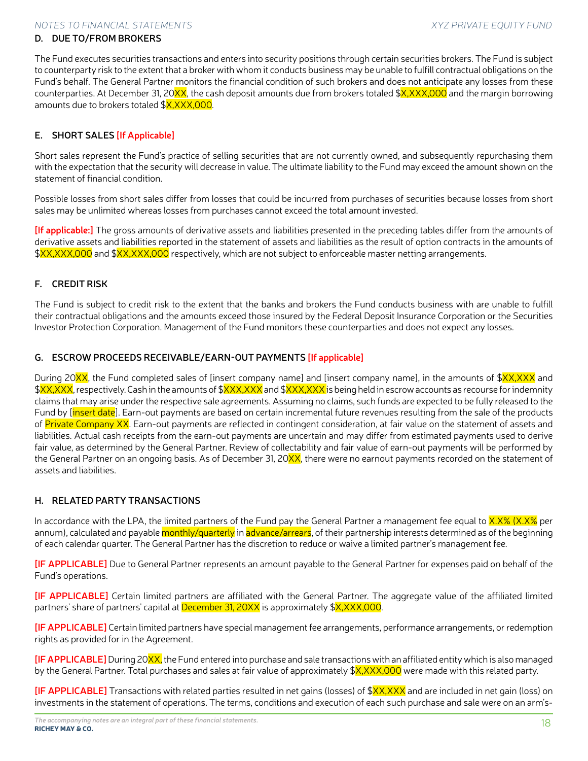### D. DUE TO/FROM BROKERS

The Fund executes securities transactions and enters into security positions through certain securities brokers. The Fund is subject to counterparty risk to the extent that a broker with whom it conducts business may be unable to fulfill contractual obligations on the Fund's behalf. The General Partner monitors the financial condition of such brokers and does not anticipate any losses from these counterparties. At December 31, 20XX, the cash deposit amounts due from brokers totaled $X,XXX,000 and the margin borrowing amounts due to brokers totaled $X,XXX,000.

### E. SHORT SALES [If Applicable]

Short sales represent the Fund's practice of selling securities that are not currently owned, and subsequently repurchasing them with the expectation that the security will decrease in value. The ultimate liability to the Fund may exceed the amount shown on the statement of financial condition.

Possible losses from short sales differ from losses that could be incurred from purchases of securities because losses from short sales may be unlimited whereas losses from purchases cannot exceed the total amount invested.

**[If applicable:]** The gross amounts of derivative assets and liabilities presented in the preceding tables differ from the amounts of derivative assets and liabilities reported in the statement of assets and liabilities as the result of option contracts in the amounts of $XX,XXX,000 and $XX,XXX,000 respectively, which are not subject to enforceable master netting arrangements.

### F. CREDIT RISK

The Fund is subject to credit risk to the extent that the banks and brokers the Fund conducts business with are unable to fulfill their contractual obligations and the amounts exceed those insured by the Federal Deposit Insurance Corporation or the Securities Investor Protection Corporation. Management of the Fund monitors these counterparties and does not expect any losses.

### G. ESCROW PROCEEDS RECEIVABLE/EARN-OUT PAYMENTS [If applicable]

During 20XX, the Fund completed sales of [insert company name] and [insert company name], in the amounts of $XX,XXX and $XX,XXX, respectively. Cash in the amounts of $XXX,XXX and $XXX,XXX is being held in escrow accounts as recourse for indemnity claims that may arise under the respective sale agreements. Assuming no claims, such funds are expected to be fully released to the Fund by [insert date]. Earn-out payments are based on certain incremental future revenues resulting from the sale of the products of Private Company XX. Earn-out payments are reflected in contingent consideration, at fair value on the statement of assets and liabilities. Actual cash receipts from the earn-out payments are uncertain and may differ from estimated payments used to derive fair value, as determined by the General Partner. Review of collectability and fair value of earn-out payments will be performed by the General Partner on an ongoing basis. As of December 31, 20XX, there were no earnout payments recorded on the statement of assets and liabilities.

### H. RELATED PARTY TRANSACTIONS

In accordance with the LPA, the limited partners of the Fund pay the General Partner a management fee equal to X.X% (X.X% per annum), calculated and payable monthly/quarterly in advance/arrears, of their partnership interests determined as of the beginning of each calendar quarter. The General Partner has the discretion to reduce or waive a limited partner's management fee.

**[IF APPLICABLE]** Due to General Partner represents an amount payable to the General Partner for expenses paid on behalf of the Fund's operations.

**[IF APPLICABLE]** Certain limited partners are affiliated with the General Partner. The aggregate value of the affiliated limited partners' share of partners' capital at December 31, 20XX is approximately $X,XXX,000.

**[IF APPLICABLE]** Certain limited partners have special management fee arrangements, performance arrangements, or redemption rights as provided for in the Agreement.

**[IF APPLICABLE]** During 20XX, the Fund entered into purchase and sale transactions with an affiliated entity which is also managed by the General Partner. Total purchases and sales at fair value of approximately $X,XXX,000 were made with this related party.

**[IF APPLICABLE]** Transactions with related parties resulted in net gains (losses) of $XX,XXX and are included in net gain (loss) on investments in the statement of operations. The terms, conditions and execution of each such purchase and sale were on an arm's-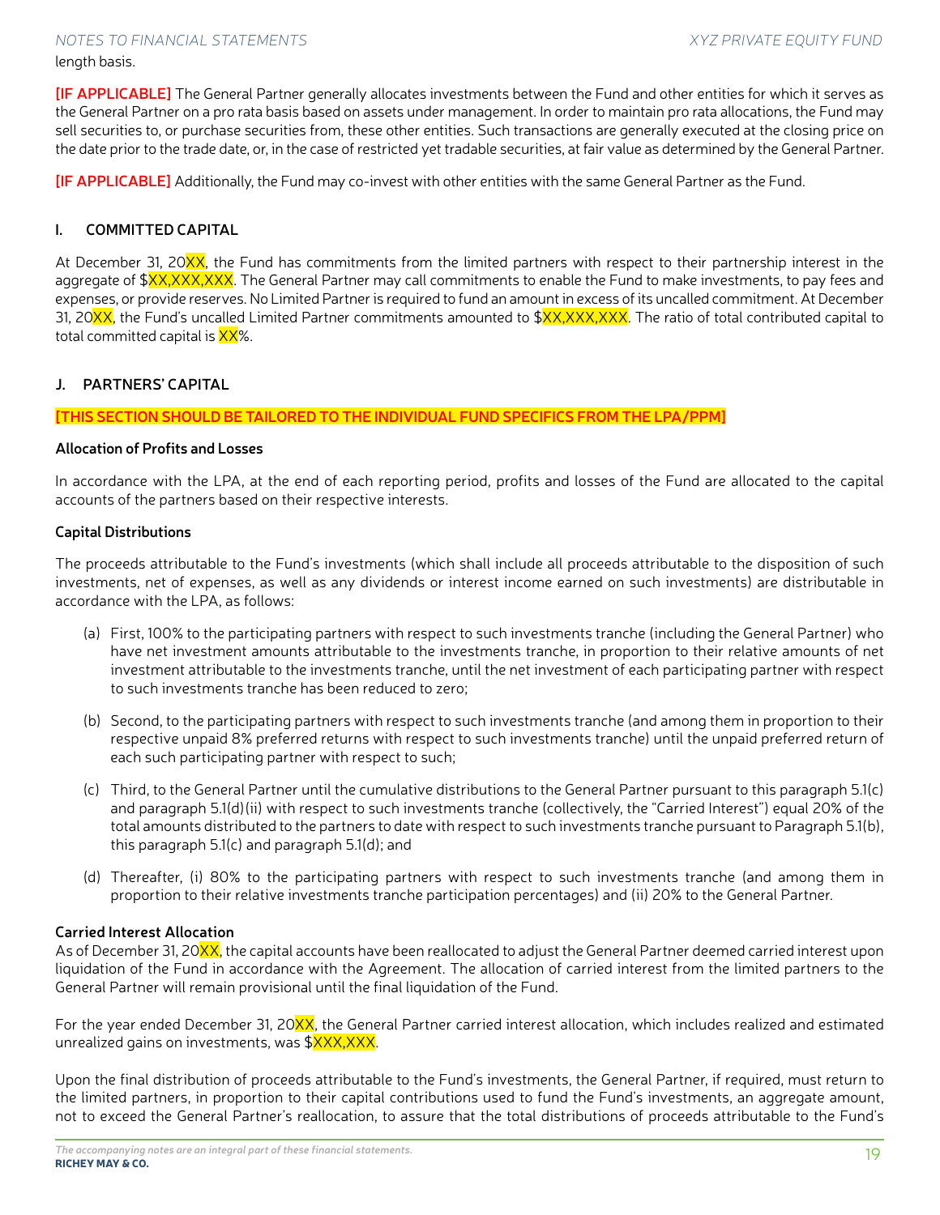length basis.

**[IF APPLICABLE]** The General Partner generally allocates investments between the Fund and other entities for which it serves as the General Partner on a pro rata basis based on assets under management. In order to maintain pro rata allocations, the Fund may sell securities to, or purchase securities from, these other entities. Such transactions are generally executed at the closing price on the date prior to the trade date, or, in the case of restricted yet tradable securities, at fair value as determined by the General Partner.

**[IF APPLICABLE]** Additionally, the Fund may co-invest with other entities with the same General Partner as the Fund.

## I. COMMITTED CAPITAL

At December 31, 20XX, the Fund has commitments from the limited partners with respect to their partnership interest in the aggregate of $XX,XXX,XXX. The General Partner may call commitments to enable the Fund to make investments, to pay fees and expenses, or provide reserves. No Limited Partner is required to fund an amount in excess of its uncalled commitment. At December 31, 20XX, the Fund's uncalled Limited Partner commitments amounted to $XX,XXX,XXX. The ratio of total contributed capital to total committed capital is XX%.

## J. PARTNERS' CAPITAL

**[THIS SECTION SHOULD BE TAILORED TO THE INDIVIDUAL FUND SPECIFICS FROM THE LPA/PPM]**

**Allocation of Profits and Losses**

In accordance with the LPA, at the end of each reporting period, profits and losses of the Fund are allocated to the capital accounts of the partners based on their respective interests.

**Capital Distributions**

The proceeds attributable to the Fund's investments (which shall include all proceeds attributable to the disposition of such investments, net of expenses, as well as any dividends or interest income earned on such investments) are distributable in accordance with the LPA, as follows:

(a) First, 100% to the participating partners with respect to such investments tranche (including the General Partner) who have net investment amounts attributable to the investments tranche, in proportion to their relative amounts of net investment attributable to the investments tranche, until the net investment of each participating partner with respect to such investments tranche has been reduced to zero;

(b) Second, to the participating partners with respect to such investments tranche (and among them in proportion to their respective unpaid 8% preferred returns with respect to such investments tranche) until the unpaid preferred return of each such participating partner with respect to such;

(c) Third, to the General Partner until the cumulative distributions to the General Partner pursuant to this paragraph 5.1(c) and paragraph 5.1(d)(ii) with respect to such investments tranche (collectively, the "Carried Interest") equal 20% of the total amounts distributed to the partners to date with respect to such investments tranche pursuant to Paragraph 5.1(b), this paragraph 5.1(c) and paragraph 5.1(d); and

(d) Thereafter, (i) 80% to the participating partners with respect to such investments tranche (and among them in proportion to their relative investments tranche participation percentages) and (ii) 20% to the General Partner.

**Carried Interest Allocation**

As of December 31, 20XX, the capital accounts have been reallocated to adjust the General Partner deemed carried interest upon liquidation of the Fund in accordance with the Agreement. The allocation of carried interest from the limited partners to the General Partner will remain provisional until the final liquidation of the Fund.

For the year ended December 31, 20XX, the General Partner carried interest allocation, which includes realized and estimated unrealized gains on investments, was $XXX,XXX.

Upon the final distribution of proceeds attributable to the Fund's investments, the General Partner, if required, must return to the limited partners, in proportion to their capital contributions used to fund the Fund's investments, an aggregate amount, not to exceed the General Partner's reallocation, to assure that the total distributions of proceeds attributable to the Fund's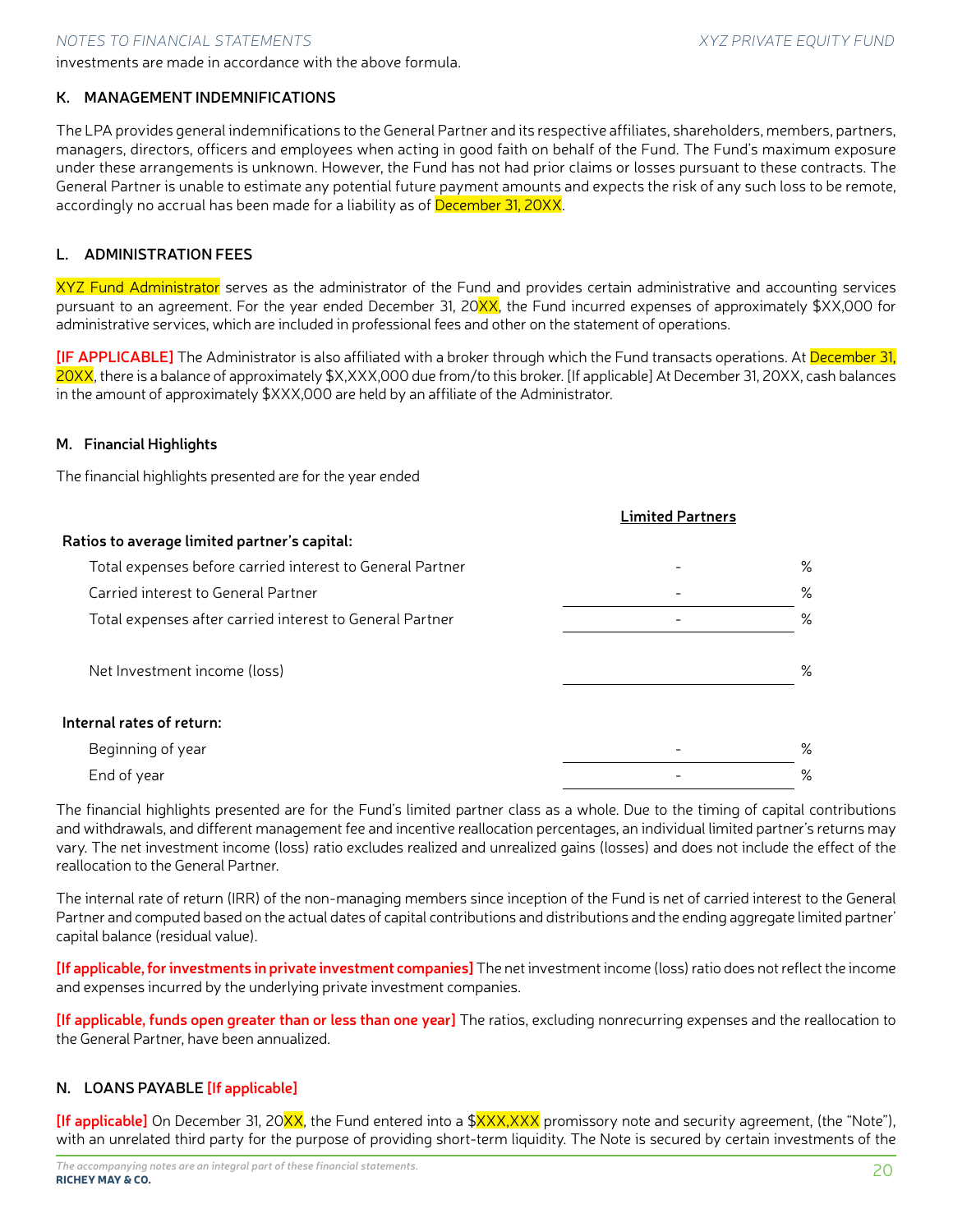investments are made in accordance with the above formula.

### K. MANAGEMENT INDEMNIFICATIONS

The LPA provides general indemnifications to the General Partner and its respective affiliates, shareholders, members, partners, managers, directors, officers and employees when acting in good faith on behalf of the Fund. The Fund's maximum exposure under these arrangements is unknown. However, the Fund has not had prior claims or losses pursuant to these contracts. The General Partner is unable to estimate any potential future payment amounts and expects the risk of any such loss to be remote, accordingly no accrual has been made for a liability as of December 31, 20XX.

### L. ADMINISTRATION FEES

XYZ Fund Administrator serves as the administrator of the Fund and provides certain administrative and accounting services pursuant to an agreement. For the year ended December 31, 20XX, the Fund incurred expenses of approximately $XX,000 for administrative services, which are included in professional fees and other on the statement of operations.

**[IF APPLICABLE]** The Administrator is also affiliated with a broker through which the Fund transacts operations. At December 31, 20XX, there is a balance of approximately $X,XXX,000 due from/to this broker. [If applicable] At December 31, 20XX, cash balances in the amount of approximately $XXX,000 are held by an affiliate of the Administrator.

### M. Financial Highlights

The financial highlights presented are for the year ended

| | Limited Partners | |
|---|---|---|
| **Ratios to average limited partner's capital:** | | |
| Total expenses before carried interest to General Partner | - | % |
| Carried interest to General Partner | - | % |
| Total expenses after carried interest to General Partner | - | % |
| Net Investment income (loss) | | % |
| **Internal rates of return:** | | |
| Beginning of year | - | % |
| End of year | - | % |

The financial highlights presented are for the Fund's limited partner class as a whole. Due to the timing of capital contributions and withdrawals, and different management fee and incentive reallocation percentages, an individual limited partner's returns may vary. The net investment income (loss) ratio excludes realized and unrealized gains (losses) and does not include the effect of the reallocation to the General Partner.

The internal rate of return (IRR) of the non-managing members since inception of the Fund is net of carried interest to the General Partner and computed based on the actual dates of capital contributions and distributions and the ending aggregate limited partner' capital balance (residual value).

**[If applicable, for investments in private investment companies]** The net investment income (loss) ratio does not reflect the income and expenses incurred by the underlying private investment companies.

**[If applicable, funds open greater than or less than one year]** The ratios, excluding nonrecurring expenses and the reallocation to the General Partner, have been annualized.

### N. LOANS PAYABLE [If applicable]

**[If applicable]** On December 31, 20XX, the Fund entered into a $XXX,XXX promissory note and security agreement, (the "Note"), with an unrelated third party for the purpose of providing short-term liquidity. The Note is secured by certain investments of the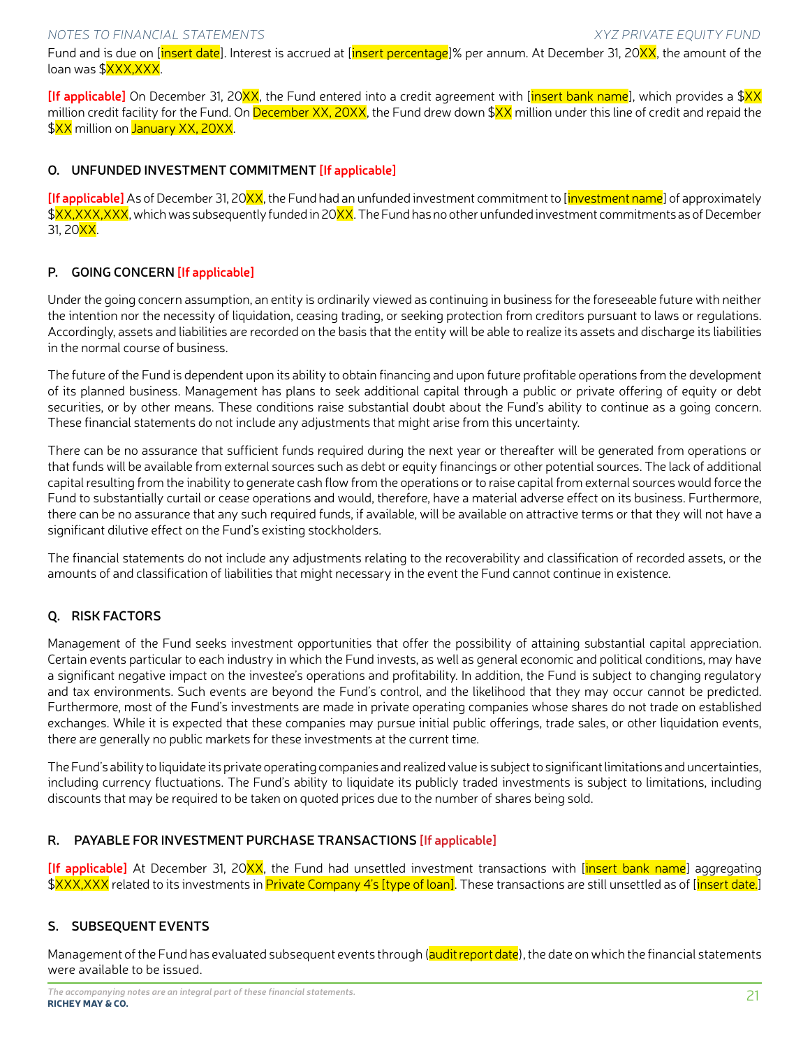Fund and is due on [insert date]. Interest is accrued at [insert percentage]% per annum. At December 31, 20XX, the amount of the loan was $XXX,XXX.

**[If applicable]** On December 31, 20XX, the Fund entered into a credit agreement with [insert bank name], which provides a $XX million credit facility for the Fund. On December XX, 20XX, the Fund drew down $XX million under this line of credit and repaid the $XX million on January XX, 20XX.

## O. UNFUNDED INVESTMENT COMMITMENT [If applicable]

**[If applicable]** As of December 31, 20XX, the Fund had an unfunded investment commitment to [investment name] of approximately $XX,XXX,XXX, which was subsequently funded in 20XX. The Fund has no other unfunded investment commitments as of December 31, 20XX.

## P. GOING CONCERN [If applicable]

Under the going concern assumption, an entity is ordinarily viewed as continuing in business for the foreseeable future with neither the intention nor the necessity of liquidation, ceasing trading, or seeking protection from creditors pursuant to laws or regulations. Accordingly, assets and liabilities are recorded on the basis that the entity will be able to realize its assets and discharge its liabilities in the normal course of business.

The future of the Fund is dependent upon its ability to obtain financing and upon future profitable operations from the development of its planned business. Management has plans to seek additional capital through a public or private offering of equity or debt securities, or by other means. These conditions raise substantial doubt about the Fund's ability to continue as a going concern. These financial statements do not include any adjustments that might arise from this uncertainty.

There can be no assurance that sufficient funds required during the next year or thereafter will be generated from operations or that funds will be available from external sources such as debt or equity financings or other potential sources. The lack of additional capital resulting from the inability to generate cash flow from the operations or to raise capital from external sources would force the Fund to substantially curtail or cease operations and would, therefore, have a material adverse effect on its business. Furthermore, there can be no assurance that any such required funds, if available, will be available on attractive terms or that they will not have a significant dilutive effect on the Fund's existing stockholders.

The financial statements do not include any adjustments relating to the recoverability and classification of recorded assets, or the amounts of and classification of liabilities that might necessary in the event the Fund cannot continue in existence.

## Q. RISK FACTORS

Management of the Fund seeks investment opportunities that offer the possibility of attaining substantial capital appreciation. Certain events particular to each industry in which the Fund invests, as well as general economic and political conditions, may have a significant negative impact on the investee's operations and profitability. In addition, the Fund is subject to changing regulatory and tax environments. Such events are beyond the Fund's control, and the likelihood that they may occur cannot be predicted. Furthermore, most of the Fund's investments are made in private operating companies whose shares do not trade on established exchanges. While it is expected that these companies may pursue initial public offerings, trade sales, or other liquidation events, there are generally no public markets for these investments at the current time.

The Fund's ability to liquidate its private operating companies and realized value is subject to significant limitations and uncertainties, including currency fluctuations. The Fund's ability to liquidate its publicly traded investments is subject to limitations, including discounts that may be required to be taken on quoted prices due to the number of shares being sold.

## R. PAYABLE FOR INVESTMENT PURCHASE TRANSACTIONS [If applicable]

**[If applicable]** At December 31, 20XX, the Fund had unsettled investment transactions with [insert bank name] aggregating $XXX,XXX related to its investments in Private Company 4's [type of loan]. These transactions are still unsettled as of [insert date.]

## S. SUBSEQUENT EVENTS

Management of the Fund has evaluated subsequent events through (audit report date), the date on which the financial statements were available to be issued.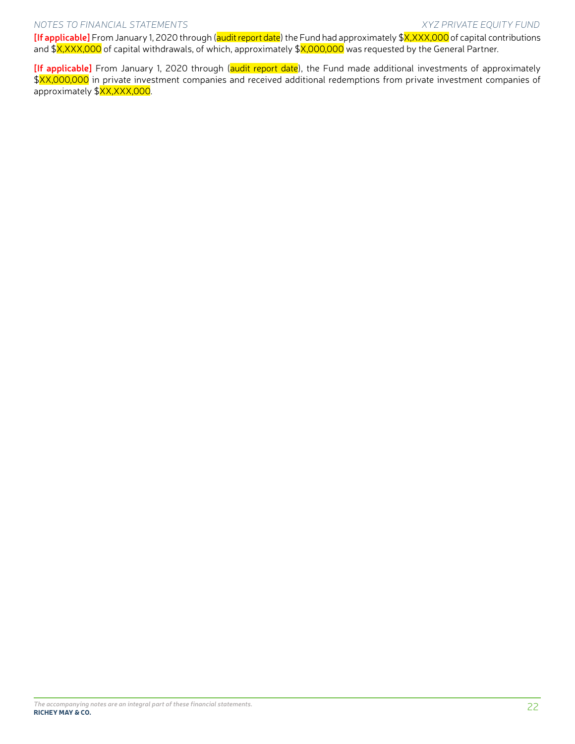**[If applicable]** From January 1, 2020 through (audit report date) the Fund had approximately $X,XXX,000 of capital contributions and $X,XXX,000 of capital withdrawals, of which, approximately $X,000,000 was requested by the General Partner.

**[If applicable]** From January 1, 2020 through (audit report date), the Fund made additional investments of approximately $XX,000,000 in private investment companies and received additional redemptions from private investment companies of approximately $XX,XXX,000.